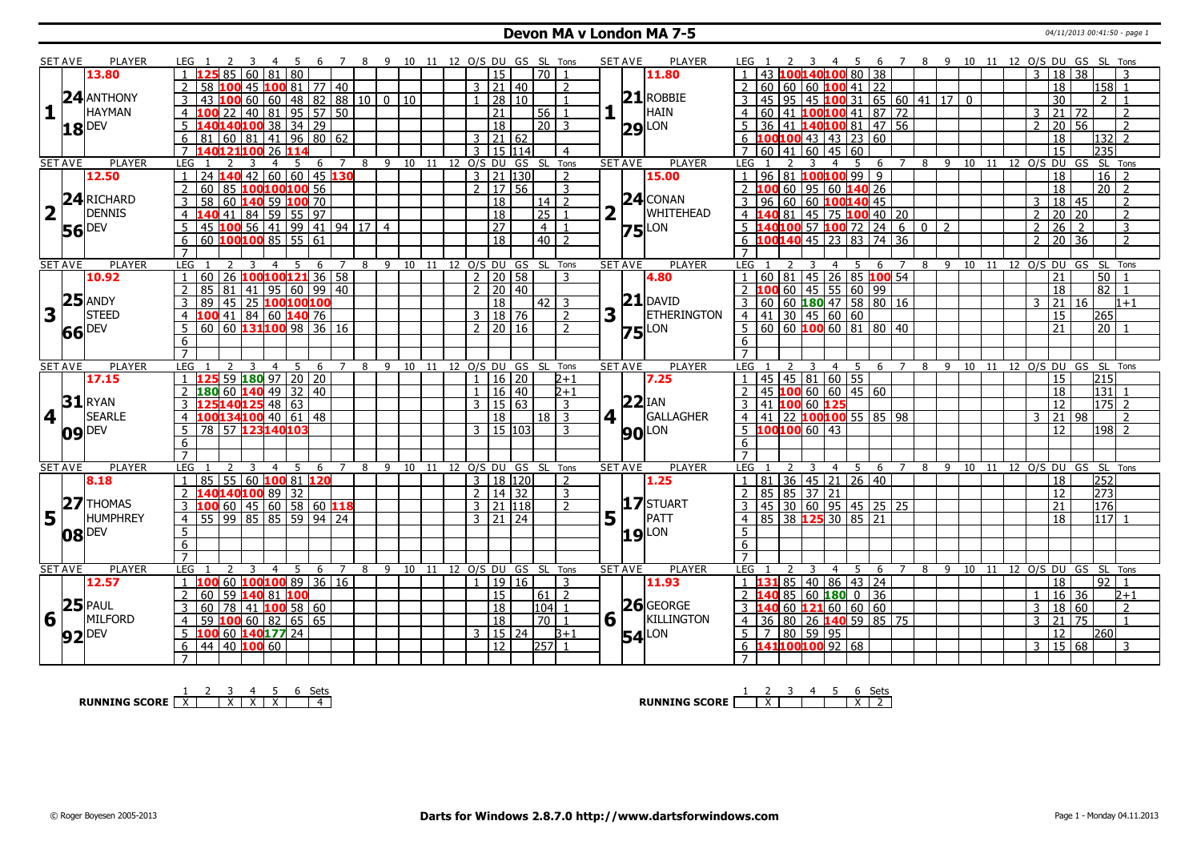# Devon MA v London MA 7-5

04/11/2013 00:41:50 - page 1

## Set 1

| SET AVE | PLAYER | LEG | 1 | 2 | 3 | 4 | 5 | 6 | 7 | 8 | 9 | 10 | 11 | 12 | O/S | DU | GS | SL | Tons |
|---|---|---|---|---|---|---|---|---|---|---|---|---|---|---|---|---|---|---|---|
| 13.80 | 24 ANTHONY HAYMAN DEV | 1 | 125 | 85 | 60 | 81 | 80 | | | | | | | | | 15 | | 70 | 1 |
| 18 | | 2 | 58 | 100 | 45 | 100 | 81 | 77 | 40 | | | | | | 3 | 21 | 40 | | 2 |
| | | 3 | 43 | 100 | 60 | 60 | 48 | 82 | 88 | 10 | 0 | 10 | | | 1 | 28 | 10 | | 1 |
| | | 4 | 100 | 22 | 40 | 81 | 95 | 57 | 50 | | | | | | | 21 | | 56 | 1 |
| | | 5 | 140 | 140 | 100 | 38 | 34 | 29 | | | | | | | | 18 | | 20 | 3 |
| | | 6 | 81 | 60 | 81 | 41 | 96 | 80 | 62 | | | | | | 3 | 21 | 62 | | |
| | | 7 | 140 | 121 | 100 | 26 | 114 | | | | | | | | 3 | 15 | 114 | | 4 |

| SET AVE | PLAYER | LEG | 1 | 2 | 3 | 4 | 5 | 6 | 7 | 8 | 9 | 10 | 11 | 12 | O/S | DU | GS | SL | Tons |
|---|---|---|---|---|---|---|---|---|---|---|---|---|---|---|---|---|---|---|---|
| 11.80 | 21 ROBBIE HAIN LON | 1 | 43 | 100 | 140 | 100 | 80 | 38 | | | | | | | 3 | 18 | 38 | | 3 |
| 29 | | 2 | 60 | 60 | 60 | 100 | 41 | 22 | | | | | | | | 18 | | 158 | 1 |
| | | 3 | 45 | 95 | 45 | 100 | 31 | 65 | 60 | 41 | 17 | 0 | | | | 30 | | 2 | 1 |
| | | 4 | 60 | 41 | 100 | 100 | 41 | 87 | 72 | | | | | | 3 | 21 | 72 | | 2 |
| | | 5 | 36 | 41 | 140 | 100 | 81 | 47 | 56 | | | | | | 2 | 20 | 56 | | 2 |
| | | 6 | 100 | 100 | 43 | 43 | 23 | 60 | | | | | | | | 18 | | 132 | 2 |
| | | 7 | 60 | 41 | 60 | 45 | 60 | | | | | | | | | 15 | | 235 | |

## Set 2

| SET AVE | PLAYER | LEG | 1 | 2 | 3 | 4 | 5 | 6 | 7 | 8 | 9 | 10 | 11 | 12 | O/S | DU | GS | SL | Tons |
|---|---|---|---|---|---|---|---|---|---|---|---|---|---|---|---|---|---|---|---|
| 12.50 | 24 RICHARD DENNIS DEV | 1 | 24 | 140 | 42 | 60 | 60 | 45 | 130 | | | | | | 3 | 21 | 130 | | 2 |
| 56 | | 2 | 60 | 85 | 100 | 100 | 100 | 56 | | | | | | | 2 | 17 | 56 | | 3 |
| | | 3 | 58 | 60 | 140 | 59 | 100 | 70 | | | | | | | | 18 | | 14 | 2 |
| | | 4 | 140 | 41 | 84 | 59 | 55 | 97 | | | | | | | | 18 | | 25 | 1 |
| | | 5 | 45 | 100 | 56 | 41 | 99 | 41 | 94 | 17 | 4 | | | | | 27 | | 4 | 1 |
| | | 6 | 60 | 100 | 100 | 85 | 55 | 61 | | | | | | | | 18 | | 40 | 2 |
| | | 7 | | | | | | | | | | | | | | | | | |

| SET AVE | PLAYER | LEG | 1 | 2 | 3 | 4 | 5 | 6 | 7 | 8 | 9 | 10 | 11 | 12 | O/S | DU | GS | SL | Tons |
|---|---|---|---|---|---|---|---|---|---|---|---|---|---|---|---|---|---|---|---|
| 15.00 | 24 CONAN WHITEHEAD LON | 1 | 96 | 81 | 100 | 100 | 99 | 9 | | | | | | | | 18 | | 16 | 2 |
| 75 | | 2 | 100 | 60 | 95 | 60 | 140 | 26 | | | | | | | | 18 | | 20 | 2 |
| | | 3 | 96 | 60 | 60 | 100 | 140 | 45 | | | | | | | 3 | 18 | 45 | | 2 |
| | | 4 | 140 | 81 | 45 | 75 | 100 | 40 | 20 | | | | | | 2 | 20 | 20 | | 2 |
| | | 5 | 140 | 100 | 57 | 100 | 72 | 24 | 6 | 0 | 2 | | | | 2 | 26 | 2 | | 3 |
| | | 6 | 100 | 140 | 45 | 23 | 83 | 74 | 36 | | | | | | 2 | 20 | 36 | | 2 |
| | | 7 | | | | | | | | | | | | | | | | | |

## Set 3

| SET AVE | PLAYER | LEG | 1 | 2 | 3 | 4 | 5 | 6 | 7 | 8 | 9 | 10 | 11 | 12 | O/S | DU | GS | SL | Tons |
|---|---|---|---|---|---|---|---|---|---|---|---|---|---|---|---|---|---|---|---|
| 10.92 | 25 ANDY STEED DEV | 1 | 60 | 26 | 100 | 100 | 121 | 36 | 58 | | | | | | 2 | 20 | 58 | | 3 |
| 66 | | 2 | 85 | 81 | 41 | 95 | 60 | 99 | 40 | | | | | | 2 | 20 | 40 | | |
| | | 3 | 89 | 45 | 25 | 100 | 100 | 100 | | | | | | | | 18 | | 42 | 3 |
| | | 4 | 100 | 41 | 84 | 60 | 140 | 76 | | | | | | | 3 | 18 | 76 | | 2 |
| | | 5 | 60 | 60 | 131 | 100 | 98 | 36 | 16 | | | | | | 2 | 20 | 16 | | 2 |
| | | 6 | | | | | | | | | | | | | | | | | |
| | | 7 | | | | | | | | | | | | | | | | | |

| SET AVE | PLAYER | LEG | 1 | 2 | 3 | 4 | 5 | 6 | 7 | 8 | 9 | 10 | 11 | 12 | O/S | DU | GS | SL | Tons |
|---|---|---|---|---|---|---|---|---|---|---|---|---|---|---|---|---|---|---|---|
| 4.80 | 21 DAVID ETHERINGTON LON | 1 | 60 | 81 | 45 | 26 | 85 | 100 | 54 | | | | | | | 21 | | 50 | 1 |
| 75 | | 2 | 100 | 60 | 45 | 55 | 60 | 99 | | | | | | | | 18 | | 82 | 1 |
| | | 3 | 60 | 60 | 180 | 47 | 58 | 80 | 16 | | | | | | 3 | 21 | 16 | | 1+1 |
| | | 4 | 41 | 30 | 45 | 60 | 60 | | | | | | | | | 15 | | 265 | |
| | | 5 | 60 | 60 | 100 | 60 | 81 | 80 | 40 | | | | | | | 21 | | 20 | 1 |
| | | 6 | | | | | | | | | | | | | | | | | |
| | | 7 | | | | | | | | | | | | | | | | | |

## Set 4

| SET AVE | PLAYER | LEG | 1 | 2 | 3 | 4 | 5 | 6 | 7 | 8 | 9 | 10 | 11 | 12 | O/S | DU | GS | SL | Tons |
|---|---|---|---|---|---|---|---|---|---|---|---|---|---|---|---|---|---|---|---|
| 17.15 | 31 RYAN SEARLE DEV | 1 | 125 | 59 | 180 | 97 | 20 | 20 | | | | | | | 1 | 16 | 20 | | 2+1 |
| 09 | | 2 | 180 | 60 | 140 | 49 | 32 | 40 | | | | | | | 1 | 16 | 40 | | 2+1 |
| | | 3 | 125 | 140 | 125 | 48 | 63 | | | | | | | | 3 | 15 | 63 | | 3 |
| | | 4 | 100 | 134 | 100 | 40 | 61 | 48 | | | | | | | | 18 | | 18 | 3 |
| | | 5 | 78 | 57 | 123 | 140 | 103 | | | | | | | | 3 | 15 | 103 | | 3 |
| | | 6 | | | | | | | | | | | | | | | | | |
| | | 7 | | | | | | | | | | | | | | | | | |

| SET AVE | PLAYER | LEG | 1 | 2 | 3 | 4 | 5 | 6 | 7 | 8 | 9 | 10 | 11 | 12 | O/S | DU | GS | SL | Tons |
|---|---|---|---|---|---|---|---|---|---|---|---|---|---|---|---|---|---|---|---|
| 7.25 | 22 IAN GALLAGHER LON | 1 | 45 | 45 | 81 | 60 | 55 | | | | | | | | | 15 | | 215 | |
| 90 | | 2 | 45 | 100 | 60 | 60 | 45 | 60 | | | | | | | | 18 | | 131 | 1 |
| | | 3 | 41 | 100 | 60 | 125 | | | | | | | | | | 12 | | 175 | 2 |
| | | 4 | 41 | 22 | 100 | 100 | 55 | 85 | 98 | | | | | | 3 | 21 | 98 | | 2 |
| | | 5 | 100 | 100 | 60 | 43 | | | | | | | | | | 12 | | 198 | 2 |
| | | 6 | | | | | | | | | | | | | | | | | |
| | | 7 | | | | | | | | | | | | | | | | | |

## Set 5

| SET AVE | PLAYER | LEG | 1 | 2 | 3 | 4 | 5 | 6 | 7 | 8 | 9 | 10 | 11 | 12 | O/S | DU | GS | SL | Tons |
|---|---|---|---|---|---|---|---|---|---|---|---|---|---|---|---|---|---|---|---|
| 8.18 | 27 THOMAS HUMPHREY DEV | 1 | 85 | 55 | 60 | 100 | 81 | 120 | | | | | | | 3 | 18 | 120 | | 2 |
| 08 | | 2 | 140 | 140 | 100 | 89 | 32 | | | | | | | | 2 | 14 | 32 | | 3 |
| | | 3 | 100 | 60 | 45 | 60 | 58 | 60 | 118 | | | | | | 3 | 21 | 118 | | 2 |
| | | 4 | 55 | 99 | 85 | 85 | 59 | 94 | 24 | | | | | | 3 | 21 | 24 | | |
| | | 5 | | | | | | | | | | | | | | | | | |
| | | 6 | | | | | | | | | | | | | | | | | |
| | | 7 | | | | | | | | | | | | | | | | | |

| SET AVE | PLAYER | LEG | 1 | 2 | 3 | 4 | 5 | 6 | 7 | 8 | 9 | 10 | 11 | 12 | O/S | DU | GS | SL | Tons |
|---|---|---|---|---|---|---|---|---|---|---|---|---|---|---|---|---|---|---|---|
| 1.25 | 17 STUART PATT LON | 1 | 81 | 36 | 45 | 21 | 26 | 40 | | | | | | | | 18 | | 252 | |
| 19 | | 2 | 85 | 85 | 37 | 21 | | | | | | | | | | 12 | | 273 | |
| | | 3 | 45 | 30 | 60 | 95 | 45 | 25 | 25 | | | | | | | 21 | | 176 | |
| | | 4 | 85 | 38 | 125 | 30 | 85 | 21 | | | | | | | | 18 | | 117 | 1 |
| | | 5 | | | | | | | | | | | | | | | | | |
| | | 6 | | | | | | | | | | | | | | | | | |
| | | 7 | | | | | | | | | | | | | | | | | |

## Set 6

| SET AVE | PLAYER | LEG | 1 | 2 | 3 | 4 | 5 | 6 | 7 | 8 | 9 | 10 | 11 | 12 | O/S | DU | GS | SL | Tons |
|---|---|---|---|---|---|---|---|---|---|---|---|---|---|---|---|---|---|---|---|
| 12.57 | 25 PAUL MILFORD DEV | 1 | 100 | 60 | 100 | 100 | 89 | 36 | 16 | | | | | | 1 | 19 | 16 | | 3 |
| 92 | | 2 | 60 | 59 | 140 | 81 | 100 | | | | | | | | | 15 | | 61 | 2 |
| | | 3 | 60 | 78 | 41 | 100 | 58 | 60 | | | | | | | | 18 | | 104 | 1 |
| | | 4 | 59 | 100 | 60 | 82 | 65 | 65 | | | | | | | | 18 | | 70 | 1 |
| | | 5 | 100 | 60 | 140 | 177 | 24 | | | | | | | | 3 | 15 | 24 | | 3+1 |
| | | 6 | 44 | 40 | 100 | 60 | | | | | | | | | | 12 | | 257 | 1 |
| | | 7 | | | | | | | | | | | | | | | | | |

| SET AVE | PLAYER | LEG | 1 | 2 | 3 | 4 | 5 | 6 | 7 | 8 | 9 | 10 | 11 | 12 | O/S | DU | GS | SL | Tons |
|---|---|---|---|---|---|---|---|---|---|---|---|---|---|---|---|---|---|---|---|
| 11.93 | 26 GEORGE KILLINGTON LON | 1 | 131 | 85 | 40 | 86 | 43 | 24 | | | | | | | | 18 | | 92 | 1 |
| 54 | | 2 | 140 | 85 | 60 | 180 | 0 | 36 | | | | | | | 1 | 16 | 36 | | 2+1 |
| | | 3 | 140 | 60 | 121 | 60 | 60 | 60 | | | | | | | 3 | 18 | 60 | | 2 |
| | | 4 | 36 | 80 | 26 | 140 | 59 | 85 | 75 | | | | | | 3 | 21 | 75 | | 1 |
| | | 5 | 7 | 80 | 59 | 95 | | | | | | | | | | 12 | | 260 | |
| | | 6 | 141 | 100 | 100 | 92 | 68 | | | | | | | | 3 | 15 | 68 | | 3 |
| | | 7 | | | | | | | | | | | | | | | | | |

## Running Score

| | 1 | 2 | 3 | 4 | 5 | 6 | Sets |
|---|---|---|---|---|---|---|---|
| RUNNING SCORE (Devon) | X | | X | X | X | | 4 |
| RUNNING SCORE (London) | | X | | | | X | 2 |

© Roger Boyesen 2005-2013 **Darts for Windows 2.8.7.0 http://www.dartsforwindows.com** Page 1 - Monday 04.11.2013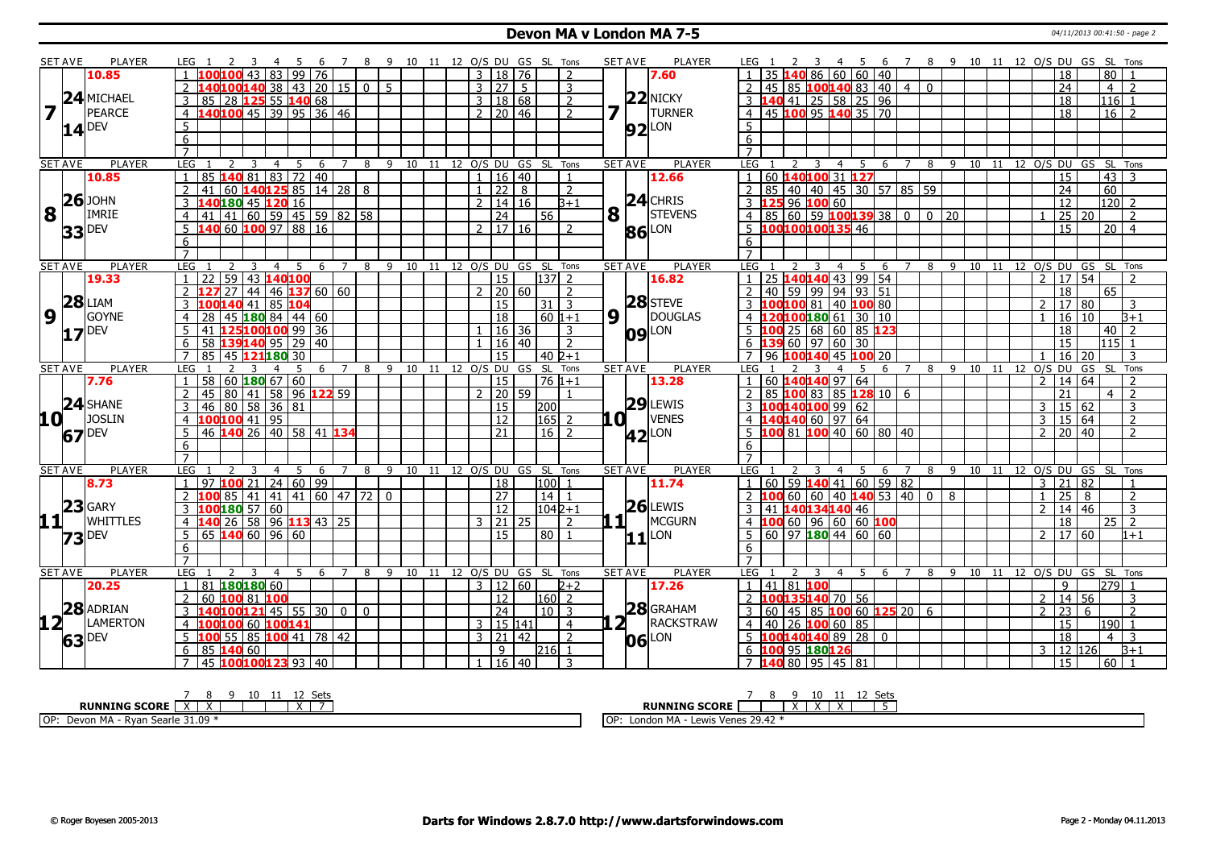# Devon MA v London MA 7-5

04/11/2013 00:41:50 - page 2

| SET AVE | PLAYER | LEG | 1 | 2 | 3 | 4 | 5 | 6 | 7 | 8 | 9 | 10 | 11 | 12 | O/S | DU | GS | SL | Tons | SET AVE | PLAYER | LEG | 1 | 2 | 3 | 4 | 5 | 6 | 7 | 8 | 9 | 10 | 11 | 12 | O/S | DU | GS | SL | Tons |
|---|---|---|---|---|---|---|---|---|---|---|---|---|---|---|---|---|---|---|---|---|---|---|---|---|---|---|---|---|---|---|---|---|---|---|---|---|---|---|---|
| 10.85 | | 1 | 100 | 100 | 43 | 83 | 99 | 76 | | | | | | | 3 | 18 | 76 | | 2 | 7.60 | | 1 | 35 | 140 | 86 | 60 | 60 | 40 | | | | | | | | 18 | | 80 | 1 |
| 24 | MICHAEL | 2 | 140 | 100 | 140 | 38 | 43 | 20 | 15 | 0 | 5 | | | | 3 | 27 | 5 | | 3 | 22 | NICKY | 2 | 45 | 85 | 100 | 140 | 83 | 40 | 4 | 0 | | | | | | 24 | | 4 | 2 |
| 7 | PEARCE | 3 | 85 | 28 | 125 | 55 | 140 | 68 | | | | | | | 3 | 18 | 68 | | 2 | 7 | TURNER | 3 | 140 | 41 | 25 | 58 | 25 | 96 | | | | | | | | 18 | | 116 | 1 |
| 14 | DEV | 4 | 140 | 100 | 45 | 39 | 95 | 36 | 46 | | | | | | 2 | 20 | 46 | | 2 | 92 | LON | 4 | 45 | 100 | 95 | 140 | 35 | 70 | | | | | | | | 18 | | 16 | 2 |
| | | 5 | | | | | | | | | | | | | | | | | | | | 5 | | | | | | | | | | | | | | | | | |
| | | 6 | | | | | | | | | | | | | | | | | | | | 6 | | | | | | | | | | | | | | | | | |
| | | 7 | | | | | | | | | | | | | | | | | | | | 7 | | | | | | | | | | | | | | | | | |
| 10.85 | | 1 | 85 | 140 | 81 | 83 | 72 | 40 | | | | | | | 1 | 16 | 40 | | 1 | 12.66 | | 1 | 60 | 140 | 100 | 31 | 127 | | | | | | | | | 15 | | 43 | 3 |
| 26 | JOHN | 2 | 41 | 60 | 140 | 125 | 85 | 14 | 28 | 8 | | | | | 1 | 22 | 8 | | 2 | 24 | CHRIS | 2 | 85 | 40 | 40 | 45 | 30 | 57 | 85 | 59 | | | | | | 24 | | 60 | |
| 8 | IMRIE | 3 | 140 | 180 | 45 | 120 | 16 | | | | | | | | 2 | 14 | 16 | | 3+1 | 8 | STEVENS | 3 | 125 | 96 | 100 | 60 | | | | | | | | | | 12 | | 120 | 2 |
| 33 | DEV | 4 | 41 | 41 | 60 | 59 | 45 | 59 | 82 | 58 | | | | | | 24 | | 56 | | 86 | LON | 4 | 85 | 60 | 59 | 100 | 139 | 38 | 0 | 0 | 20 | | | | 1 | 25 | 20 | | 2 |
| | | 5 | 140 | 60 | 100 | 97 | 88 | 16 | | | | | | | 2 | 17 | 16 | | 2 | | | 5 | 100 | 100 | 100 | 135 | 46 | | | | | | | | | 15 | | 20 | 4 |
| | | 6 | | | | | | | | | | | | | | | | | | | | 6 | | | | | | | | | | | | | | | | | |
| | | 7 | | | | | | | | | | | | | | | | | | | | 7 | | | | | | | | | | | | | | | | | |
| 19.33 | | 1 | 22 | 59 | 43 | 140 | 100 | | | | | | | | | 15 | | 137 | 2 | 16.82 | | 1 | 25 | 140 | 140 | 43 | 99 | 54 | | | | | | | 2 | 17 | 54 | | 2 |
| 28 | LIAM | 2 | 127 | 27 | 44 | 46 | 137 | 60 | 60 | | | | | | 2 | 20 | 60 | | 2 | 28 | STEVE | 2 | 40 | 59 | 99 | 94 | 93 | 51 | | | | | | | | 18 | | 65 | |
| 9 | GOYNE | 3 | 100 | 140 | 41 | 85 | 104 | | | | | | | | | 15 | | 31 | 3 | 9 | DOUGLAS | 3 | 100 | 100 | 81 | 40 | 100 | 80 | | | | | | | 2 | 17 | 80 | | 3 |
| 17 | DEV | 4 | 28 | 45 | 180 | 84 | 44 | 60 | | | | | | | | 18 | | 60 | 1+1 | 09 | LON | 4 | 120 | 100 | 180 | 61 | 30 | 10 | | | | | | | 1 | 16 | 10 | | 3+1 |
| | | 5 | 41 | 125 | 100 | 100 | 99 | 36 | | | | | | | 1 | 16 | 36 | | 3 | | | 5 | 100 | 25 | 68 | 60 | 85 | 123 | | | | | | | | 18 | | 40 | 2 |
| | | 6 | 58 | 139 | 140 | 95 | 29 | 40 | | | | | | | 1 | 16 | 40 | | 2 | | | 6 | 139 | 60 | 97 | 60 | 30 | | | | | | | | | 15 | | 115 | 1 |
| | | 7 | 85 | 45 | 121 | 180 | 30 | | | | | | | | | 15 | | 40 | 2+1 | | | 7 | 96 | 100 | 140 | 45 | 100 | 20 | | | | | | | 1 | 16 | 20 | | 3 |
| 7.76 | | 1 | 58 | 60 | 180 | 67 | 60 | | | | | | | | | 15 | | 76 | 1+1 | 13.28 | | 1 | 60 | 140 | 140 | 97 | 64 | | | | | | | | 2 | 14 | 64 | | 2 |
| 24 | SHANE | 2 | 45 | 80 | 41 | 58 | 96 | 122 | 59 | | | | | | 2 | 20 | 59 | | 1 | 29 | LEWIS | 2 | 85 | 100 | 83 | 85 | 128 | 10 | 6 | | | | | | | 21 | | 4 | 2 |
| 10 | JOSLIN | 3 | 46 | 80 | 58 | 36 | 81 | | | | | | | | | 15 | | 200 | | 10 | VENES | 3 | 100 | 140 | 100 | 99 | 62 | | | | | | | | 3 | 15 | 62 | | 3 |
| 67 | DEV | 4 | 100 | 100 | 41 | 95 | | | | | | | | | | 12 | | 165 | 2 | 42 | LON | 4 | 140 | 140 | 60 | 97 | 64 | | | | | | | | 3 | 15 | 64 | | 2 |
| | | 5 | 46 | 140 | 26 | 40 | 58 | 41 | 134 | | | | | | | 21 | | 16 | 2 | | | 5 | 100 | 81 | 100 | 40 | 60 | 80 | 40 | | | | | | 2 | 20 | 40 | | 2 |
| | | 6 | | | | | | | | | | | | | | | | | | | | 6 | | | | | | | | | | | | | | | | | |
| | | 7 | | | | | | | | | | | | | | | | | | | | 7 | | | | | | | | | | | | | | | | | |
| 8.73 | | 1 | 97 | 100 | 21 | 24 | 60 | 99 | | | | | | | | 18 | | 100 | 1 | 11.74 | | 1 | 60 | 59 | 140 | 41 | 60 | 59 | 82 | | | | | | 3 | 21 | 82 | | 1 |
| 23 | GARY | 2 | 100 | 85 | 41 | 41 | 41 | 60 | 47 | 72 | 0 | | | | | 27 | | 14 | 1 | 26 | LEWIS | 2 | 100 | 60 | 60 | 40 | 140 | 53 | 40 | 0 | 8 | | | | 1 | 25 | 8 | | 2 |
| 11 | WHITTLES | 3 | 100 | 180 | 57 | 60 | | | | | | | | | | 12 | | 104 | 2+1 | 11 | MCGURN | 3 | 41 | 140 | 134 | 140 | 46 | | | | | | | | 2 | 14 | 46 | | 3 |
| 73 | DEV | 4 | 140 | 26 | 58 | 96 | 113 | 43 | 25 | | | | | | 3 | 21 | 25 | | 2 | 11 | LON | 4 | 100 | 60 | 96 | 60 | 60 | 100 | | | | | | | | 18 | | 25 | 2 |
| | | 5 | 65 | 140 | 60 | 96 | 60 | | | | | | | | | 15 | | 80 | 1 | | | 5 | 60 | 97 | 180 | 44 | 60 | 60 | | | | | | | 2 | 17 | 60 | | 1+1 |
| | | 6 | | | | | | | | | | | | | | | | | | | | 6 | | | | | | | | | | | | | | | | | |
| | | 7 | | | | | | | | | | | | | | | | | | | | 7 | | | | | | | | | | | | | | | | | |
| 20.25 | | 1 | 81 | 180 | 180 | 60 | | | | | | | | | 3 | 12 | 60 | | 2+2 | 17.26 | | 1 | 41 | 81 | 100 | | | | | | | | | | | 9 | | 279 | 1 |
| 28 | ADRIAN | 2 | 60 | 100 | 81 | 100 | | | | | | | | | | 12 | | 160 | 2 | 28 | GRAHAM | 2 | 100 | 135 | 140 | 70 | 56 | | | | | | | | 2 | 14 | 56 | | 3 |
| 12 | LAMERTON | 3 | 140 | 100 | 121 | 45 | 55 | 30 | 0 | 0 | | | | | | 24 | | 10 | 3 | 12 | RACKSTRAW | 3 | 60 | 45 | 85 | 100 | 60 | 125 | 20 | 6 | | | | | 2 | 23 | 6 | | 2 |
| 63 | DEV | 4 | 100 | 100 | 60 | 100 | 141 | | | | | | | | 3 | 15 | 141 | | 4 | 06 | LON | 4 | 40 | 26 | 100 | 60 | 85 | | | | | | | | | 15 | | 190 | 1 |
| | | 5 | 100 | 55 | 85 | 100 | 41 | 78 | 42 | | | | | | 3 | 21 | 42 | | 2 | | | 5 | 100 | 140 | 140 | 89 | 28 | 0 | | | | | | | | 18 | | 4 | 3 |
| | | 6 | 85 | 140 | 60 | | | | | | | | | | | 9 | | 216 | 1 | | | 6 | 100 | 95 | 180 | 126 | | | | | | | | | 3 | 12 | 126 | | 3+1 |
| | | 7 | 45 | 100 | 100 | 123 | 93 | 40 | | | | | | | 1 | 16 | 40 | | 3 | | | 7 | 140 | 80 | 95 | 45 | 81 | | | | | | | | | 15 | | 60 | 1 |

| RUNNING SCORE | 7 | 8 | 9 | 10 | 11 | 12 | Sets |
|---|---|---|---|---|---|---|---|
| Devon MA | X | X | | | | X | 7 |
| London MA | | | X | X | X | | 5 |

OP: Devon MA - Ryan Searle 31.09 *

OP: London MA - Lewis Venes 29.42 *

© Roger Boyesen 2005-2013 | **Darts for Windows 2.8.7.0 http://www.dartsforwindows.com** | Page 2 - Monday 04.11.2013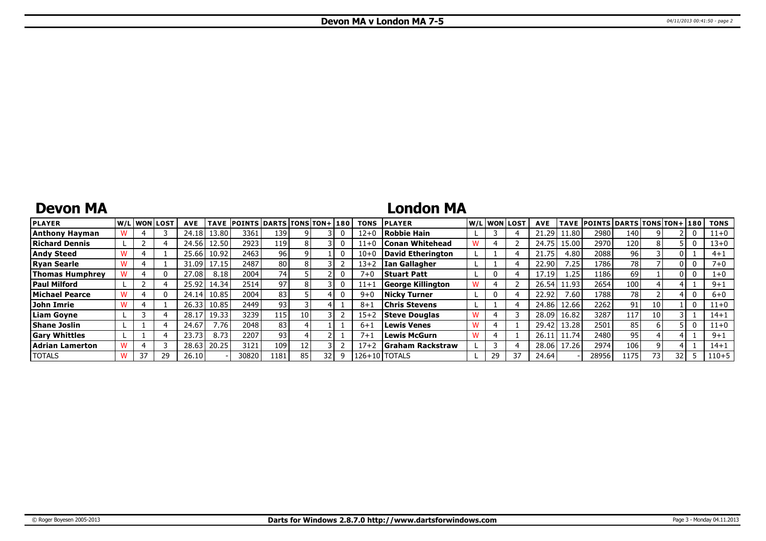# Devon MA v London MA 7-5

## Devon MA

| PLAYER | W/L | WON | LOST | AVE | TAVE | POINTS | DARTS | TONS | TON+ | 180 | TONS |
|---|---|---|---|---|---|---|---|---|---|---|---|
| Anthony Hayman | W | 4 | 3 | 24.18 | 13.80 | 3361 | 139 | 9 | 3 | 0 | 12+0 |
| Richard Dennis | L | 2 | 4 | 24.56 | 12.50 | 2923 | 119 | 8 | 3 | 0 | 11+0 |
| Andy Steed | W | 4 | 1 | 25.66 | 10.92 | 2463 | 96 | 9 | 1 | 0 | 10+0 |
| Ryan Searle | W | 4 | 1 | 31.09 | 17.15 | 2487 | 80 | 8 | 3 | 2 | 13+2 |
| Thomas Humphrey | W | 4 | 0 | 27.08 | 8.18 | 2004 | 74 | 5 | 2 | 0 | 7+0 |
| Paul Milford | L | 2 | 4 | 25.92 | 14.34 | 2514 | 97 | 8 | 3 | 0 | 11+1 |
| Michael Pearce | W | 4 | 0 | 24.14 | 10.85 | 2004 | 83 | 5 | 4 | 0 | 9+0 |
| John Imrie | W | 4 | 1 | 26.33 | 10.85 | 2449 | 93 | 3 | 4 | 1 | 8+1 |
| Liam Goyne | L | 3 | 4 | 28.17 | 19.33 | 3239 | 115 | 10 | 3 | 2 | 15+2 |
| Shane Joslin | L | 1 | 4 | 24.67 | 7.76 | 2048 | 83 | 4 | 1 | 1 | 6+1 |
| Gary Whittles | L | 1 | 4 | 23.73 | 8.73 | 2207 | 93 | 4 | 2 | 1 | 7+1 |
| Adrian Lamerton | W | 4 | 3 | 28.63 | 20.25 | 3121 | 109 | 12 | 3 | 2 | 17+2 |
| TOTALS | W | 37 | 29 | 26.10 | - | 30820 | 1181 | 85 | 32 | 9 | 126+10 |

## London MA

| PLAYER | W/L | WON | LOST | AVE | TAVE | POINTS | DARTS | TONS | TON+ | 180 | TONS |
|---|---|---|---|---|---|---|---|---|---|---|---|
| Robbie Hain | L | 3 | 4 | 21.29 | 11.80 | 2980 | 140 | 9 | 2 | 0 | 11+0 |
| Conan Whitehead | W | 4 | 2 | 24.75 | 15.00 | 2970 | 120 | 8 | 5 | 0 | 13+0 |
| David Etherington | L | 1 | 4 | 21.75 | 4.80 | 2088 | 96 | 3 | 0 | 1 | 4+1 |
| Ian Gallagher | L | 1 | 4 | 22.90 | 7.25 | 1786 | 78 | 7 | 0 | 0 | 7+0 |
| Stuart Patt | L | 0 | 4 | 17.19 | 1.25 | 1186 | 69 | 1 | 0 | 0 | 1+0 |
| George Killington | W | 4 | 2 | 26.54 | 11.93 | 2654 | 100 | 4 | 4 | 1 | 9+1 |
| Nicky Turner | L | 0 | 4 | 22.92 | 7.60 | 1788 | 78 | 2 | 4 | 0 | 6+0 |
| Chris Stevens | L | 1 | 4 | 24.86 | 12.66 | 2262 | 91 | 10 | 1 | 0 | 11+0 |
| Steve Douglas | W | 4 | 3 | 28.09 | 16.82 | 3287 | 117 | 10 | 3 | 1 | 14+1 |
| Lewis Venes | W | 4 | 1 | 29.42 | 13.28 | 2501 | 85 | 6 | 5 | 0 | 11+0 |
| Lewis McGurn | W | 4 | 1 | 26.11 | 11.74 | 2480 | 95 | 4 | 4 | 1 | 9+1 |
| Graham Rackstraw | L | 3 | 4 | 28.06 | 17.26 | 2974 | 106 | 9 | 4 | 1 | 14+1 |
| TOTALS | L | 29 | 37 | 24.64 | - | 28956 | 1175 | 73 | 32 | 5 | 110+5 |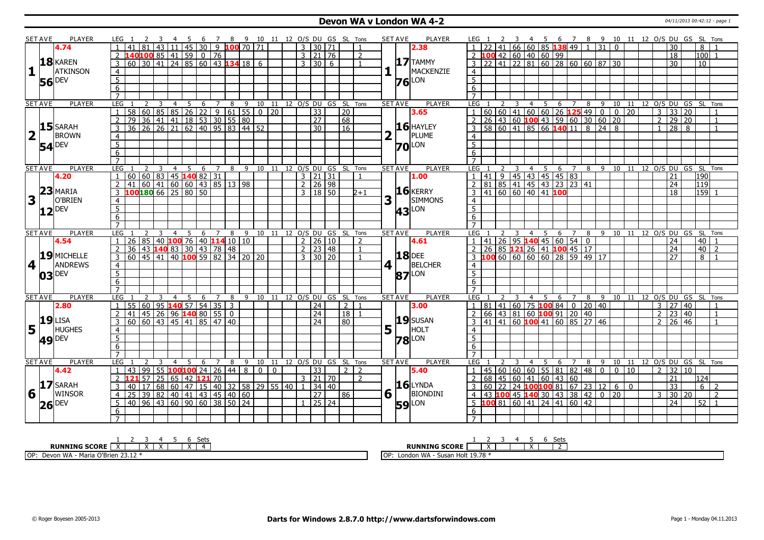# Devon WA v London WA 4-2

04/11/2013 00:42:12 - page 1

| SET AVE | PLAYER | LEG | 1 | 2 | 3 | 4 | 5 | 6 | 7 | 8 | 9 | 10 | 11 | 12 | O/S | DU | GS | SL | Tons |
|---|---|---|---|---|---|---|---|---|---|---|---|---|---|---|---|---|---|---|---|
| 4.74 | | 1 | 41 | 81 | 43 | 11 | 45 | 30 | 9 | 100 | 70 | 71 | | | 3 | 30 | 71 | | 1 |
| 1 | 18 KAREN ATKINSON | 2 | 140 | 100 | 85 | 41 | 59 | 0 | 76 | | | | | | 3 | 21 | 76 | | 2 |
| | 56 DEV | 3 | 60 | 30 | 41 | 24 | 85 | 60 | 43 | 134 | 18 | 6 | | | 3 | 30 | 6 | | 1 |

| SET AVE | PLAYER | LEG | 1 | 2 | 3 | 4 | 5 | 6 | 7 | 8 | 9 | 10 | 11 | 12 | O/S | DU | GS | SL | Tons |
|---|---|---|---|---|---|---|---|---|---|---|---|---|---|---|---|---|---|---|---|
| 2.38 | | 1 | 22 | 41 | 66 | 60 | 85 | 138 | 49 | 1 | 31 | 0 | | | | 30 | | 8 | 1 |
| 1 | 17 TAMMY MACKENZIE | 2 | 100 | 42 | 60 | 40 | 60 | 99 | | | | | | | | 18 | | 100 | 1 |
| | 76 LON | 3 | 22 | 41 | 22 | 81 | 60 | 28 | 60 | 60 | 87 | 30 | | | | 30 | | 10 | |

| SET AVE | PLAYER | LEG | 1 | 2 | 3 | 4 | 5 | 6 | 7 | 8 | 9 | 10 | 11 | 12 | O/S | DU | GS | SL | Tons |
|---|---|---|---|---|---|---|---|---|---|---|---|---|---|---|---|---|---|---|---|
| | | 1 | 58 | 60 | 85 | 85 | 26 | 22 | 9 | 61 | 55 | 0 | 20 | | | 33 | | 20 | |
| 2 | 15 SARAH BROWN | 2 | 79 | 36 | 41 | 41 | 18 | 53 | 30 | 55 | 80 | | | | | 27 | | 68 | |
| | 54 DEV | 3 | 36 | 26 | 26 | 21 | 62 | 40 | 95 | 83 | 44 | 52 | | | | 30 | | 16 | |

| SET AVE | PLAYER | LEG | 1 | 2 | 3 | 4 | 5 | 6 | 7 | 8 | 9 | 10 | 11 | 12 | O/S | DU | GS | SL | Tons |
|---|---|---|---|---|---|---|---|---|---|---|---|---|---|---|---|---|---|---|---|
| 3.65 | | 1 | 60 | 60 | 41 | 60 | 60 | 26 | 125 | 49 | 0 | 0 | 20 | | 3 | 33 | 20 | | 1 |
| 2 | 16 HAYLEY PLUME | 2 | 26 | 43 | 60 | 100 | 43 | 59 | 60 | 30 | 60 | 20 | | | 2 | 29 | 20 | | 1 |
| | 70 LON | 3 | 58 | 60 | 41 | 85 | 66 | 140 | 11 | 8 | 24 | 8 | | | 1 | 28 | 8 | | 1 |

| SET AVE | PLAYER | LEG | 1 | 2 | 3 | 4 | 5 | 6 | 7 | 8 | 9 | 10 | 11 | 12 | O/S | DU | GS | SL | Tons |
|---|---|---|---|---|---|---|---|---|---|---|---|---|---|---|---|---|---|---|---|
| 4.20 | | 1 | 60 | 60 | 83 | 45 | 140 | 82 | 31 | | | | | | 3 | 21 | 31 | | 1 |
| 3 | 23 MARIA O'BRIEN | 2 | 41 | 60 | 41 | 60 | 60 | 43 | 85 | 13 | 98 | | | | 2 | 26 | 98 | | |
| | 12 DEV | 3 | 100 | 180 | 66 | 25 | 80 | 50 | | | | | | | 3 | 18 | 50 | | 2+1 |

| SET AVE | PLAYER | LEG | 1 | 2 | 3 | 4 | 5 | 6 | 7 | 8 | 9 | 10 | 11 | 12 | O/S | DU | GS | SL | Tons |
|---|---|---|---|---|---|---|---|---|---|---|---|---|---|---|---|---|---|---|---|
| 1.00 | | 1 | 41 | 9 | 45 | 43 | 45 | 45 | 83 | | | | | | | 21 | | 190 | |
| 3 | 16 KERRY SIMMONS | 2 | 81 | 85 | 41 | 45 | 43 | 23 | 23 | 41 | | | | | | 24 | | 119 | |
| | 43 LON | 3 | 41 | 60 | 60 | 40 | 41 | 100 | | | | | | | | 18 | | 159 | 1 |

| SET AVE | PLAYER | LEG | 1 | 2 | 3 | 4 | 5 | 6 | 7 | 8 | 9 | 10 | 11 | 12 | O/S | DU | GS | SL | Tons |
|---|---|---|---|---|---|---|---|---|---|---|---|---|---|---|---|---|---|---|---|
| 4.54 | | 1 | 26 | 85 | 40 | 100 | 76 | 40 | 114 | 10 | 10 | | | | 2 | 26 | 10 | | 2 |
| 4 | 19 MICHELLE ANDREWS | 2 | 36 | 43 | 140 | 83 | 30 | 43 | 78 | 48 | | | | | 2 | 23 | 48 | | 1 |
| | 03 DEV | 3 | 60 | 45 | 41 | 40 | 100 | 59 | 82 | 34 | 20 | 20 | | | 3 | 30 | 20 | | 1 |

| SET AVE | PLAYER | LEG | 1 | 2 | 3 | 4 | 5 | 6 | 7 | 8 | 9 | 10 | 11 | 12 | O/S | DU | GS | SL | Tons |
|---|---|---|---|---|---|---|---|---|---|---|---|---|---|---|---|---|---|---|---|
| 4.61 | | 1 | 41 | 26 | 95 | 140 | 45 | 60 | 54 | 0 | | | | | | 24 | | 40 | 1 |
| 4 | 18 DEE BELCHER | 2 | 26 | 85 | 121 | 26 | 41 | 100 | 45 | 17 | | | | | | 24 | | 40 | 2 |
| | 87 LON | 3 | 100 | 60 | 60 | 60 | 60 | 28 | 59 | 49 | 17 | | | | | 27 | | 8 | 1 |

| SET AVE | PLAYER | LEG | 1 | 2 | 3 | 4 | 5 | 6 | 7 | 8 | 9 | 10 | 11 | 12 | O/S | DU | GS | SL | Tons |
|---|---|---|---|---|---|---|---|---|---|---|---|---|---|---|---|---|---|---|---|
| 2.80 | | 1 | 55 | 60 | 95 | 140 | 57 | 54 | 35 | 3 | | | | | | 24 | | 2 | 1 |
| 5 | 19 LISA HUGHES | 2 | 41 | 45 | 26 | 96 | 140 | 80 | 55 | 0 | | | | | | 24 | | 18 | 1 |
| | 49 DEV | 3 | 60 | 60 | 43 | 45 | 41 | 85 | 47 | 40 | | | | | | 24 | | 80 | |

| SET AVE | PLAYER | LEG | 1 | 2 | 3 | 4 | 5 | 6 | 7 | 8 | 9 | 10 | 11 | 12 | O/S | DU | GS | SL | Tons |
|---|---|---|---|---|---|---|---|---|---|---|---|---|---|---|---|---|---|---|---|
| 3.00 | | 1 | 81 | 41 | 60 | 75 | 100 | 84 | 0 | 20 | 40 | | | | 3 | 27 | 40 | | 1 |
| 5 | 19 SUSAN HOLT | 2 | 66 | 43 | 81 | 60 | 100 | 91 | 20 | 40 | | | | | 2 | 23 | 40 | | 1 |
| | 78 LON | 3 | 41 | 41 | 60 | 100 | 41 | 60 | 85 | 27 | 46 | | | | 2 | 26 | 46 | | 1 |

| SET AVE | PLAYER | LEG | 1 | 2 | 3 | 4 | 5 | 6 | 7 | 8 | 9 | 10 | 11 | 12 | O/S | DU | GS | SL | Tons |
|---|---|---|---|---|---|---|---|---|---|---|---|---|---|---|---|---|---|---|---|
| 4.42 | | 1 | 43 | 99 | 55 | 100 | 100 | 24 | 26 | 44 | 8 | 0 | 0 | | | 33 | | 2 | 2 |
| 6 | 17 SARAH WINSOR | 2 | 121 | 57 | 25 | 65 | 42 | 121 | 70 | | | | | | 3 | 21 | 70 | | 2 |
| | 26 DEV | 3 | 40 | 17 | 68 | 60 | 47 | 15 | 40 | 32 | 58 | 29 | 55 | 40 | 1 | 34 | 40 | | |
| | | 4 | 25 | 39 | 82 | 40 | 41 | 43 | 45 | 40 | 60 | | | | | 27 | | 86 | |
| | | 5 | 40 | 96 | 43 | 60 | 90 | 60 | 38 | 50 | 24 | | | | 1 | 25 | 24 | | |

| SET AVE | PLAYER | LEG | 1 | 2 | 3 | 4 | 5 | 6 | 7 | 8 | 9 | 10 | 11 | 12 | O/S | DU | GS | SL | Tons |
|---|---|---|---|---|---|---|---|---|---|---|---|---|---|---|---|---|---|---|---|
| 5.40 | | 1 | 45 | 60 | 60 | 60 | 55 | 81 | 82 | 48 | 0 | 0 | 10 | | 2 | 32 | 10 | | |
| 6 | 16 LYNDA BIONDINI | 2 | 68 | 45 | 60 | 41 | 60 | 43 | 60 | | | | | | | 21 | | 124 | |
| | 59 LON | 3 | 60 | 22 | 24 | 100 | 100 | 81 | 67 | 23 | 12 | 6 | 0 | | | 33 | | 6 | 2 |
| | | 4 | 43 | 100 | 45 | 140 | 30 | 43 | 38 | 42 | 0 | 20 | | | 3 | 30 | 20 | | 2 |
| | | 5 | 100 | 81 | 60 | 41 | 24 | 41 | 60 | 42 | | | | | | 24 | | 52 | 1 |

| RUNNING SCORE | 1 | 2 | 3 | 4 | 5 | 6 | Sets |
|---|---|---|---|---|---|---|---|
| Devon WA | X | | X | X | | X | 4 |
| London WA | | X | | | X | | 2 |

OP: Devon WA - Maria O'Brien 23.12 *

OP: London WA - Susan Holt 19.78 *

© Roger Boyesen 2005-2013 **Darts for Windows 2.8.7.0 http://www.dartsforwindows.com** Page 1 - Monday 04.11.2013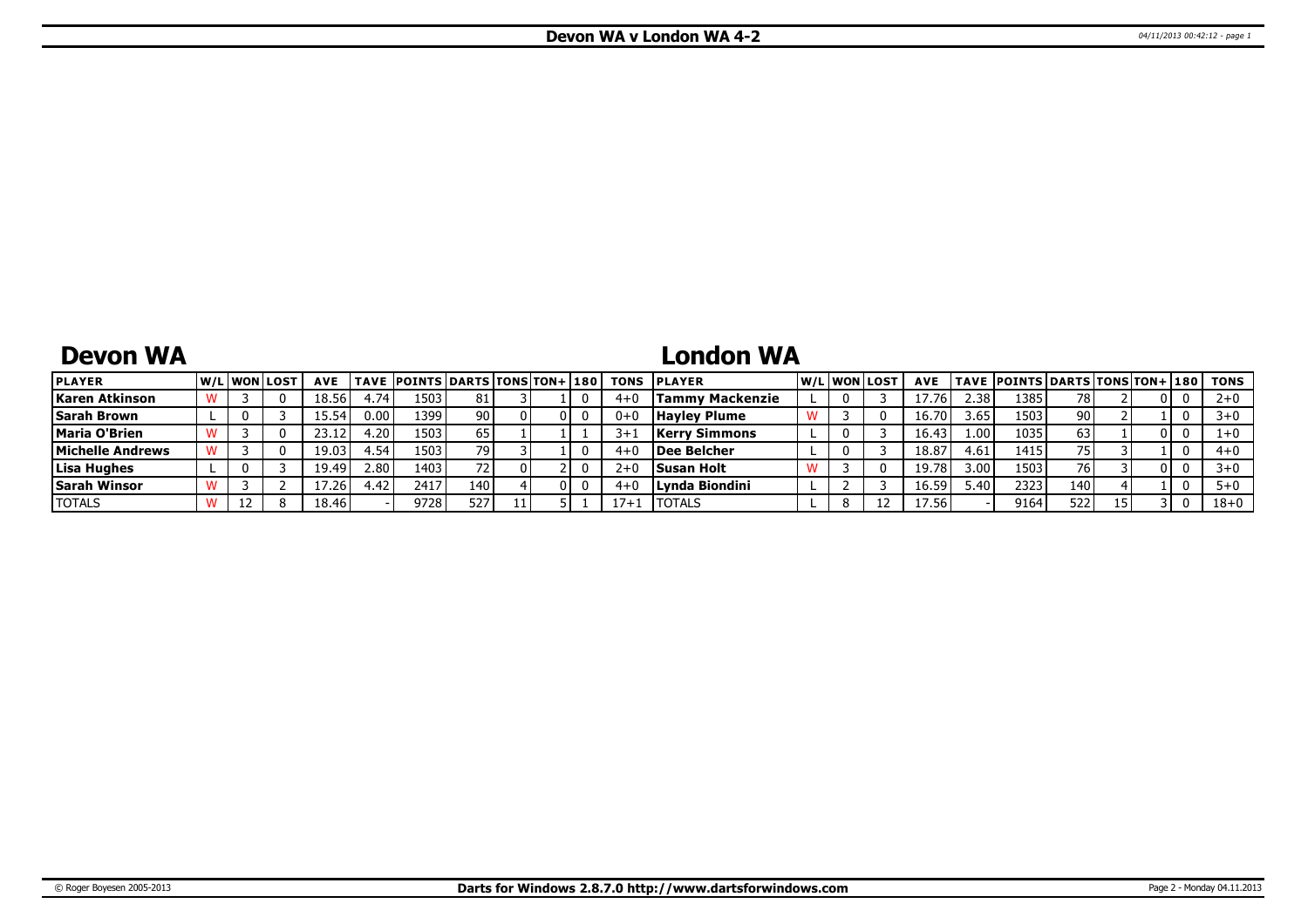# Devon WA v London WA 4-2

## Devon WA

| PLAYER | W/L | WON | LOST | AVE | TAVE | POINTS | DARTS | TONS | TON+ | 180 | TONS |
|---|---|---|---|---|---|---|---|---|---|---|---|
| Karen Atkinson | W | 3 | 0 | 18.56 | 4.74 | 1503 | 81 | 3 | 1 | 0 | 4+0 |
| Sarah Brown | L | 0 | 3 | 15.54 | 0.00 | 1399 | 90 | 0 | 0 | 0 | 0+0 |
| Maria O'Brien | W | 3 | 0 | 23.12 | 4.20 | 1503 | 65 | 1 | 1 | 1 | 3+1 |
| Michelle Andrews | W | 3 | 0 | 19.03 | 4.54 | 1503 | 79 | 3 | 1 | 0 | 4+0 |
| Lisa Hughes | L | 0 | 3 | 19.49 | 2.80 | 1403 | 72 | 0 | 2 | 0 | 2+0 |
| Sarah Winsor | W | 3 | 2 | 17.26 | 4.42 | 2417 | 140 | 4 | 0 | 0 | 4+0 |
| TOTALS | W | 12 | 8 | 18.46 | - | 9728 | 527 | 11 | 5 | 1 | 17+1 |

## London WA

| PLAYER | W/L | WON | LOST | AVE | TAVE | POINTS | DARTS | TONS | TON+ | 180 | TONS |
|---|---|---|---|---|---|---|---|---|---|---|---|
| Tammy Mackenzie | L | 0 | 3 | 17.76 | 2.38 | 1385 | 78 | 2 | 0 | 0 | 2+0 |
| Hayley Plume | W | 3 | 0 | 16.70 | 3.65 | 1503 | 90 | 2 | 1 | 0 | 3+0 |
| Kerry Simmons | L | 0 | 3 | 16.43 | 1.00 | 1035 | 63 | 1 | 0 | 0 | 1+0 |
| Dee Belcher | L | 0 | 3 | 18.87 | 4.61 | 1415 | 75 | 3 | 1 | 0 | 4+0 |
| Susan Holt | W | 3 | 0 | 19.78 | 3.00 | 1503 | 76 | 3 | 0 | 0 | 3+0 |
| Lynda Biondini | L | 2 | 3 | 16.59 | 5.40 | 2323 | 140 | 4 | 1 | 0 | 5+0 |
| TOTALS | L | 8 | 12 | 17.56 | - | 9164 | 522 | 15 | 3 | 0 | 18+0 |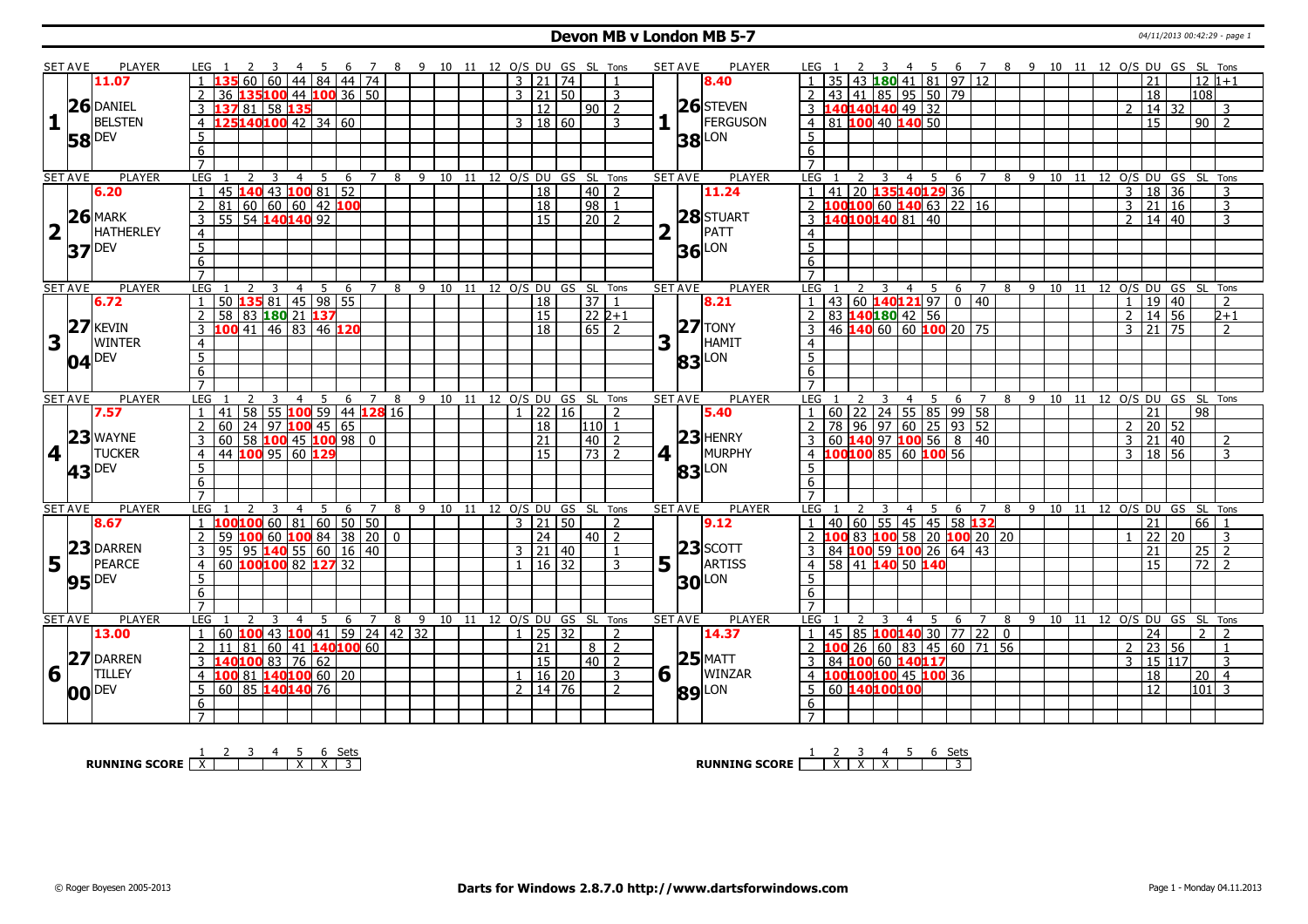# Devon MB v London MB 5-7

04/11/2013 00:42:29 - page 1

## Set 1

| SET AVE | PLAYER | LEG | 1 | 2 | 3 | 4 | 5 | 6 | 7 | 8 | 9 | 10 | 11 | 12 | O/S | DU | GS | SL | Tons |
|---|---|---|---|---|---|---|---|---|---|---|---|---|---|---|---|---|---|---|---|
| 11.07 | DANIEL BELSTEN (DEV) 26.58 | 1 | 135 | 60 | 60 | 44 | 84 | 44 | 74 | | | | | | 3 | 21 | 74 | | 1 |
| | | 2 | 36 | 135 | 100 | 44 | 100 | 36 | 50 | | | | | | 3 | 21 | 50 | | 3 |
| | | 3 | 137 | 81 | 58 | 135 | | | | | | | | | | 12 | | 90 | 2 |
| | | 4 | 125 | 140 | 100 | 42 | 34 | 60 | | | | | | | 3 | 18 | 60 | | 3 |

| SET AVE | PLAYER | LEG | 1 | 2 | 3 | 4 | 5 | 6 | 7 | 8 | 9 | 10 | 11 | 12 | O/S | DU | GS | SL | Tons |
|---|---|---|---|---|---|---|---|---|---|---|---|---|---|---|---|---|---|---|---|
| 8.40 | STEVEN FERGUSON (LON) 26.38 | 1 | 35 | 43 | 180 | 41 | 81 | 97 | 12 | | | | | | | 21 | | 12 | 1+1 |
| | | 2 | 43 | 41 | 85 | 95 | 50 | 79 | | | | | | | | 18 | | 108 | |
| | | 3 | 140 | 140 | 140 | 49 | 32 | | | | | | | | 2 | 14 | 32 | | 3 |
| | | 4 | 81 | 100 | 40 | 140 | 50 | | | | | | | | | 15 | | 90 | 2 |

## Set 2

| SET AVE | PLAYER | LEG | 1 | 2 | 3 | 4 | 5 | 6 | 7 | 8 | 9 | 10 | 11 | 12 | O/S | DU | GS | SL | Tons |
|---|---|---|---|---|---|---|---|---|---|---|---|---|---|---|---|---|---|---|---|
| 6.20 | MARK HATHERLEY (DEV) 26.37 | 1 | 45 | 140 | 43 | 100 | 81 | 52 | | | | | | | | 18 | | 40 | 2 |
| | | 2 | 81 | 60 | 60 | 60 | 42 | 100 | | | | | | | | 18 | | 98 | 1 |
| | | 3 | 55 | 54 | 140 | 140 | 92 | | | | | | | | | 15 | | 20 | 2 |

| SET AVE | PLAYER | LEG | 1 | 2 | 3 | 4 | 5 | 6 | 7 | 8 | 9 | 10 | 11 | 12 | O/S | DU | GS | SL | Tons |
|---|---|---|---|---|---|---|---|---|---|---|---|---|---|---|---|---|---|---|---|
| 11.24 | STUART PATT (LON) 28.36 | 1 | 41 | 20 | 135 | 140 | 129 | 36 | | | | | | | 3 | 18 | 36 | | 3 |
| | | 2 | 100 | 100 | 60 | 140 | 63 | 22 | 16 | | | | | | 3 | 21 | 16 | | 3 |
| | | 3 | 140 | 100 | 140 | 81 | 40 | | | | | | | | 2 | 14 | 40 | | 3 |

## Set 3

| SET AVE | PLAYER | LEG | 1 | 2 | 3 | 4 | 5 | 6 | 7 | 8 | 9 | 10 | 11 | 12 | O/S | DU | GS | SL | Tons |
|---|---|---|---|---|---|---|---|---|---|---|---|---|---|---|---|---|---|---|---|
| 6.72 | KEVIN WINTER (DEV) 27.04 | 1 | 50 | 135 | 81 | 45 | 98 | 55 | | | | | | | | 18 | | 37 | 1 |
| | | 2 | 58 | 83 | 180 | 21 | 137 | | | | | | | | | 15 | | 22 | 2+1 |
| | | 3 | 100 | 41 | 46 | 83 | 46 | 120 | | | | | | | | 18 | | 65 | 2 |

| SET AVE | PLAYER | LEG | 1 | 2 | 3 | 4 | 5 | 6 | 7 | 8 | 9 | 10 | 11 | 12 | O/S | DU | GS | SL | Tons |
|---|---|---|---|---|---|---|---|---|---|---|---|---|---|---|---|---|---|---|---|
| 8.21 | TONY HAMIT (LON) 27.83 | 1 | 43 | 60 | 140 | 121 | 97 | 0 | 40 | | | | | | 1 | 19 | 40 | | 2 |
| | | 2 | 83 | 140 | 180 | 42 | 56 | | | | | | | | 2 | 14 | 56 | | 2+1 |
| | | 3 | 46 | 140 | 60 | 60 | 100 | 20 | 75 | | | | | | 3 | 21 | 75 | | 2 |

## Set 4

| SET AVE | PLAYER | LEG | 1 | 2 | 3 | 4 | 5 | 6 | 7 | 8 | 9 | 10 | 11 | 12 | O/S | DU | GS | SL | Tons |
|---|---|---|---|---|---|---|---|---|---|---|---|---|---|---|---|---|---|---|---|
| 7.57 | WAYNE TUCKER (DEV) 23.43 | 1 | 41 | 58 | 55 | 100 | 59 | 44 | 128 | 16 | | | | | 1 | 22 | 16 | | 2 |
| | | 2 | 60 | 24 | 97 | 100 | 45 | 65 | | | | | | | | 18 | | 110 | 1 |
| | | 3 | 60 | 58 | 100 | 45 | 100 | 98 | 0 | | | | | | | 21 | | 40 | 2 |
| | | 4 | 44 | 100 | 95 | 60 | 129 | | | | | | | | | 15 | | 73 | 2 |

| SET AVE | PLAYER | LEG | 1 | 2 | 3 | 4 | 5 | 6 | 7 | 8 | 9 | 10 | 11 | 12 | O/S | DU | GS | SL | Tons |
|---|---|---|---|---|---|---|---|---|---|---|---|---|---|---|---|---|---|---|---|
| 5.40 | HENRY MURPHY (LON) 23.83 | 1 | 60 | 22 | 24 | 55 | 85 | 99 | 58 | | | | | | | 21 | | 98 | |
| | | 2 | 78 | 96 | 97 | 60 | 25 | 93 | 52 | | | | | | 2 | 20 | 52 | | |
| | | 3 | 60 | 140 | 97 | 100 | 56 | 8 | 40 | | | | | | 3 | 21 | 40 | | 2 |
| | | 4 | 100 | 100 | 85 | 60 | 100 | 56 | | | | | | | 3 | 18 | 56 | | 3 |

## Set 5

| SET AVE | PLAYER | LEG | 1 | 2 | 3 | 4 | 5 | 6 | 7 | 8 | 9 | 10 | 11 | 12 | O/S | DU | GS | SL | Tons |
|---|---|---|---|---|---|---|---|---|---|---|---|---|---|---|---|---|---|---|---|
| 8.67 | DARREN PEARCE (DEV) 23.95 | 1 | 100 | 100 | 60 | 81 | 60 | 50 | 50 | | | | | | 3 | 21 | 50 | | 2 |
| | | 2 | 59 | 100 | 60 | 100 | 84 | 38 | 20 | 0 | | | | | | 24 | | 40 | 2 |
| | | 3 | 95 | 95 | 140 | 55 | 60 | 16 | 40 | | | | | | 3 | 21 | 40 | | 1 |
| | | 4 | 60 | 100 | 100 | 82 | 127 | 32 | | | | | | | 1 | 16 | 32 | | 3 |

| SET AVE | PLAYER | LEG | 1 | 2 | 3 | 4 | 5 | 6 | 7 | 8 | 9 | 10 | 11 | 12 | O/S | DU | GS | SL | Tons |
|---|---|---|---|---|---|---|---|---|---|---|---|---|---|---|---|---|---|---|---|
| 9.12 | SCOTT ARTISS (LON) 23.30 | 1 | 40 | 60 | 55 | 45 | 45 | 58 | 132 | | | | | | | 21 | | 66 | 1 |
| | | 2 | 100 | 83 | 100 | 58 | 20 | 100 | 20 | 20 | | | | | 1 | 22 | 20 | | 3 |
| | | 3 | 84 | 100 | 59 | 100 | 26 | 64 | 43 | | | | | | | 21 | | 25 | 2 |
| | | 4 | 58 | 41 | 140 | 50 | 140 | | | | | | | | | 15 | | 72 | 2 |

## Set 6

| SET AVE | PLAYER | LEG | 1 | 2 | 3 | 4 | 5 | 6 | 7 | 8 | 9 | 10 | 11 | 12 | O/S | DU | GS | SL | Tons |
|---|---|---|---|---|---|---|---|---|---|---|---|---|---|---|---|---|---|---|---|
| 13.00 | DARREN TILLEY (DEV) 27.00 | 1 | 60 | 100 | 43 | 100 | 41 | 59 | 24 | 42 | 32 | | | | 1 | 25 | 32 | | 2 |
| | | 2 | 11 | 81 | 60 | 41 | 140 | 100 | 60 | | | | | | | 21 | | 8 | 2 |
| | | 3 | 140 | 100 | 83 | 76 | 62 | | | | | | | | | 15 | | 40 | 2 |
| | | 4 | 100 | 81 | 140 | 100 | 60 | 20 | | | | | | | 1 | 16 | 20 | | 3 |
| | | 5 | 60 | 85 | 140 | 140 | 76 | | | | | | | | 2 | 14 | 76 | | 2 |

| SET AVE | PLAYER | LEG | 1 | 2 | 3 | 4 | 5 | 6 | 7 | 8 | 9 | 10 | 11 | 12 | O/S | DU | GS | SL | Tons |
|---|---|---|---|---|---|---|---|---|---|---|---|---|---|---|---|---|---|---|---|
| 14.37 | MATT WINZAR (LON) 25.89 | 1 | 45 | 85 | 100 | 140 | 30 | 77 | 22 | 0 | | | | | | 24 | | 2 | 2 |
| | | 2 | 100 | 26 | 60 | 83 | 45 | 60 | 71 | 56 | | | | | 2 | 23 | 56 | | 1 |
| | | 3 | 84 | 100 | 60 | 140 | 117 | | | | | | | | 3 | 15 | 117 | | 3 |
| | | 4 | 100 | 100 | 100 | 45 | 100 | 36 | | | | | | | | 18 | | 20 | 4 |
| | | 5 | 60 | 140 | 100 | 100 | | | | | | | | | | 12 | | 101 | 3 |

**RUNNING SCORE** (Devon)

| 1 | 2 | 3 | 4 | 5 | 6 | Sets |
|---|---|---|---|---|---|---|
| X | | | | X | X | 3 |

**RUNNING SCORE** (London)

| 1 | 2 | 3 | 4 | 5 | 6 | Sets |
|---|---|---|---|---|---|---|
| | X | X | X | | | 3 |

© Roger Boyesen 2005-2013 — **Darts for Windows 2.8.7.0 http://www.dartsforwindows.com** — Page 1 - Monday 04.11.2013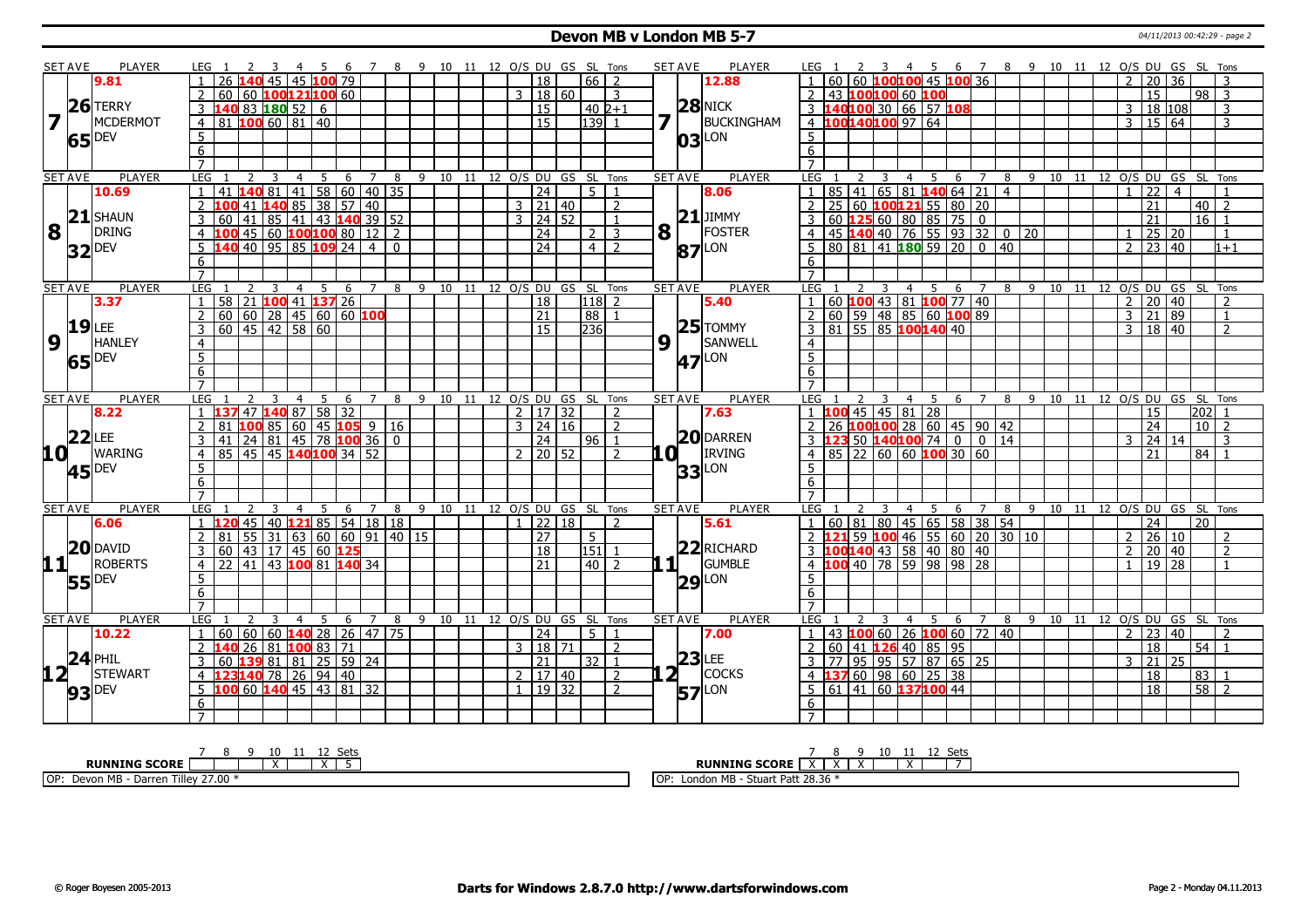# Devon MB v London MB 5-7

## Set 7

| SET AVE | PLAYER | LEG | 1 | 2 | 3 | 4 | 5 | 6 | 7 | 8 | 9 | 10 | 11 | 12 | O/S | DU | GS | SL | Tons |
|---|---|---|---|---|---|---|---|---|---|---|---|---|---|---|---|---|---|---|---|
| 9.81 | TERRY MCDERMOT (DEV) 26.65 | 1 | 26 | 140 | 45 | 45 | 100 | 79 | | | | | | | | 18 | | 66 | 2 |
| | | 2 | 60 | 60 | 100 | 121 | 100 | 60 | | | | | | | 3 | 18 | 60 | | 3 |
| | | 3 | 140 | 83 | 180 | 52 | 6 | | | | | | | | | 15 | | 40 | 2+1 |
| | | 4 | 81 | 100 | 60 | 81 | 40 | | | | | | | | | 15 | | 139 | 1 |

| SET AVE | PLAYER | LEG | 1 | 2 | 3 | 4 | 5 | 6 | 7 | 8 | 9 | 10 | 11 | 12 | O/S | DU | GS | SL | Tons |
|---|---|---|---|---|---|---|---|---|---|---|---|---|---|---|---|---|---|---|---|
| 12.88 | NICK BUCKINGHAM (LON) 28.03 | 1 | 60 | 60 | 100 | 100 | 45 | 100 | 36 | | | | | | 2 | 20 | 36 | | 3 |
| | | 2 | 43 | 100 | 100 | 60 | 100 | | | | | | | | | 15 | | 98 | 3 |
| | | 3 | 140 | 100 | 30 | 66 | 57 | 108 | | | | | | | 3 | 18 | 108 | | 3 |
| | | 4 | 100 | 140 | 100 | 97 | 64 | | | | | | | | 3 | 15 | 64 | | 3 |

## Set 8

| SET AVE | PLAYER | LEG | 1 | 2 | 3 | 4 | 5 | 6 | 7 | 8 | 9 | 10 | 11 | 12 | O/S | DU | GS | SL | Tons |
|---|---|---|---|---|---|---|---|---|---|---|---|---|---|---|---|---|---|---|---|
| 10.69 | SHAUN DRING (DEV) 21.32 | 1 | 41 | 140 | 81 | 41 | 58 | 60 | 40 | 35 | | | | | | 24 | | 5 | 1 |
| | | 2 | 100 | 41 | 140 | 85 | 38 | 57 | 40 | | | | | | 3 | 21 | 40 | | 2 |
| | | 3 | 60 | 41 | 85 | 41 | 43 | 140 | 39 | 52 | | | | | 3 | 24 | 52 | | 1 |
| | | 4 | 100 | 45 | 60 | 100 | 100 | 80 | 12 | 2 | | | | | | 24 | | 2 | 3 |
| | | 5 | 140 | 40 | 95 | 85 | 109 | 24 | 4 | 0 | | | | | | 24 | | 4 | 2 |

| SET AVE | PLAYER | LEG | 1 | 2 | 3 | 4 | 5 | 6 | 7 | 8 | 9 | 10 | 11 | 12 | O/S | DU | GS | SL | Tons |
|---|---|---|---|---|---|---|---|---|---|---|---|---|---|---|---|---|---|---|---|
| 8.06 | JIMMY FOSTER (LON) 21.87 | 1 | 85 | 41 | 65 | 81 | 140 | 64 | 21 | 4 | | | | | 1 | 22 | 4 | | 1 |
| | | 2 | 25 | 60 | 100 | 121 | 55 | 80 | 20 | | | | | | | 21 | | 40 | 2 |
| | | 3 | 60 | 125 | 60 | 80 | 85 | 75 | 0 | | | | | | | 21 | | 16 | 1 |
| | | 4 | 45 | 140 | 40 | 76 | 55 | 93 | 32 | 0 | 20 | | | | 1 | 25 | 20 | | 1 |
| | | 5 | 80 | 81 | 41 | 180 | 59 | 20 | 0 | 40 | | | | | 2 | 23 | 40 | | 1+1 |

## Set 9

| SET AVE | PLAYER | LEG | 1 | 2 | 3 | 4 | 5 | 6 | 7 | 8 | 9 | 10 | 11 | 12 | O/S | DU | GS | SL | Tons |
|---|---|---|---|---|---|---|---|---|---|---|---|---|---|---|---|---|---|---|---|
| 3.37 | LEE HANLEY (DEV) 19.65 | 1 | 58 | 21 | 100 | 41 | 137 | 26 | | | | | | | | 18 | | 118 | 2 |
| | | 2 | 60 | 60 | 28 | 45 | 60 | 60 | 100 | | | | | | | 21 | | 88 | 1 |
| | | 3 | 60 | 45 | 42 | 58 | 60 | | | | | | | | | 15 | | 236 | |

| SET AVE | PLAYER | LEG | 1 | 2 | 3 | 4 | 5 | 6 | 7 | 8 | 9 | 10 | 11 | 12 | O/S | DU | GS | SL | Tons |
|---|---|---|---|---|---|---|---|---|---|---|---|---|---|---|---|---|---|---|---|
| 5.40 | TOMMY SANWELL (LON) 25.47 | 1 | 60 | 100 | 43 | 81 | 100 | 77 | 40 | | | | | | 2 | 20 | 40 | | 2 |
| | | 2 | 60 | 59 | 48 | 85 | 60 | 100 | 89 | | | | | | 3 | 21 | 89 | | 1 |
| | | 3 | 81 | 55 | 85 | 100 | 140 | 40 | | | | | | | 3 | 18 | 40 | | 2 |

## Set 10

| SET AVE | PLAYER | LEG | 1 | 2 | 3 | 4 | 5 | 6 | 7 | 8 | 9 | 10 | 11 | 12 | O/S | DU | GS | SL | Tons |
|---|---|---|---|---|---|---|---|---|---|---|---|---|---|---|---|---|---|---|---|
| 8.22 | LEE WARING (DEV) 22.45 | 1 | 137 | 47 | 140 | 87 | 58 | 32 | | | | | | | 2 | 17 | 32 | | 2 |
| | | 2 | 81 | 100 | 85 | 60 | 45 | 105 | 9 | 16 | | | | | 3 | 24 | 16 | | 2 |
| | | 3 | 41 | 24 | 81 | 45 | 78 | 100 | 36 | 0 | | | | | | 24 | | 96 | 1 |
| | | 4 | 85 | 45 | 45 | 140 | 100 | 34 | 52 | | | | | | 2 | 20 | 52 | | 2 |

| SET AVE | PLAYER | LEG | 1 | 2 | 3 | 4 | 5 | 6 | 7 | 8 | 9 | 10 | 11 | 12 | O/S | DU | GS | SL | Tons |
|---|---|---|---|---|---|---|---|---|---|---|---|---|---|---|---|---|---|---|---|
| 7.63 | DARREN IRVING (LON) 20.33 | 1 | 100 | 45 | 45 | 81 | 28 | | | | | | | | | 15 | | 202 | 1 |
| | | 2 | 26 | 100 | 100 | 28 | 60 | 45 | 90 | 42 | | | | | | 24 | | 10 | 2 |
| | | 3 | 123 | 50 | 140 | 100 | 74 | 0 | 0 | 14 | | | | | 3 | 24 | 14 | | 3 |
| | | 4 | 85 | 22 | 60 | 60 | 100 | 30 | 60 | | | | | | | 21 | | 84 | 1 |

## Set 11

| SET AVE | PLAYER | LEG | 1 | 2 | 3 | 4 | 5 | 6 | 7 | 8 | 9 | 10 | 11 | 12 | O/S | DU | GS | SL | Tons |
|---|---|---|---|---|---|---|---|---|---|---|---|---|---|---|---|---|---|---|---|
| 6.06 | DAVID ROBERTS (DEV) 20.55 | 1 | 120 | 45 | 40 | 121 | 85 | 54 | 18 | 18 | | | | | 1 | 22 | 18 | | 2 |
| | | 2 | 81 | 55 | 31 | 63 | 60 | 60 | 91 | 40 | 15 | | | | | 27 | | 5 | |
| | | 3 | 60 | 43 | 17 | 45 | 60 | 125 | | | | | | | | 18 | | 151 | 1 |
| | | 4 | 22 | 41 | 43 | 100 | 81 | 140 | 34 | | | | | | | 21 | | 40 | 2 |

| SET AVE | PLAYER | LEG | 1 | 2 | 3 | 4 | 5 | 6 | 7 | 8 | 9 | 10 | 11 | 12 | O/S | DU | GS | SL | Tons |
|---|---|---|---|---|---|---|---|---|---|---|---|---|---|---|---|---|---|---|---|
| 5.61 | RICHARD GUMBLE (LON) 22.29 | 1 | 60 | 81 | 80 | 45 | 65 | 58 | 38 | 54 | | | | | | 24 | | 20 | |
| | | 2 | 121 | 59 | 100 | 46 | 55 | 60 | 20 | 30 | 10 | | | | 2 | 26 | 10 | | 2 |
| | | 3 | 100 | 140 | 43 | 58 | 40 | 80 | 40 | | | | | | 2 | 20 | 40 | | 2 |
| | | 4 | 100 | 40 | 78 | 59 | 98 | 98 | 28 | | | | | | 1 | 19 | 28 | | 1 |

## Set 12

| SET AVE | PLAYER | LEG | 1 | 2 | 3 | 4 | 5 | 6 | 7 | 8 | 9 | 10 | 11 | 12 | O/S | DU | GS | SL | Tons |
|---|---|---|---|---|---|---|---|---|---|---|---|---|---|---|---|---|---|---|---|
| 10.22 | PHIL STEWART (DEV) 24.93 | 1 | 60 | 60 | 60 | 140 | 28 | 26 | 47 | 75 | | | | | | 24 | | 5 | 1 |
| | | 2 | 140 | 26 | 81 | 100 | 83 | 71 | | | | | | | 3 | 18 | 71 | | 2 |
| | | 3 | 60 | 139 | 81 | 81 | 25 | 59 | 24 | | | | | | | 21 | | 32 | 1 |
| | | 4 | 123 | 140 | 78 | 26 | 94 | 40 | | | | | | | 2 | 17 | 40 | | 2 |
| | | 5 | 100 | 60 | 140 | 45 | 43 | 81 | 32 | | | | | | 1 | 19 | 32 | | 2 |

| SET AVE | PLAYER | LEG | 1 | 2 | 3 | 4 | 5 | 6 | 7 | 8 | 9 | 10 | 11 | 12 | O/S | DU | GS | SL | Tons |
|---|---|---|---|---|---|---|---|---|---|---|---|---|---|---|---|---|---|---|---|
| 7.00 | LEE COCKS (LON) 23.57 | 1 | 43 | 100 | 60 | 26 | 100 | 60 | 72 | 40 | | | | | 2 | 23 | 40 | | 2 |
| | | 2 | 60 | 41 | 126 | 40 | 85 | 95 | | | | | | | | 18 | | 54 | 1 |
| | | 3 | 77 | 95 | 95 | 57 | 87 | 65 | 25 | | | | | | 3 | 21 | 25 | | |
| | | 4 | 137 | 60 | 98 | 60 | 25 | 38 | | | | | | | | 18 | | 83 | 1 |
| | | 5 | 61 | 41 | 60 | 137 | 100 | 44 | | | | | | | | 18 | | 58 | 2 |

| RUNNING SCORE | 7 | 8 | 9 | 10 | 11 | 12 | Sets |
|---|---|---|---|---|---|---|---|
| Devon MB | | | | X | | X | 5 |
| London MB | X | X | X | | X | | 7 |

OP: Devon MB - Darren Tilley 27.00 *

OP: London MB - Stuart Patt 28.36 *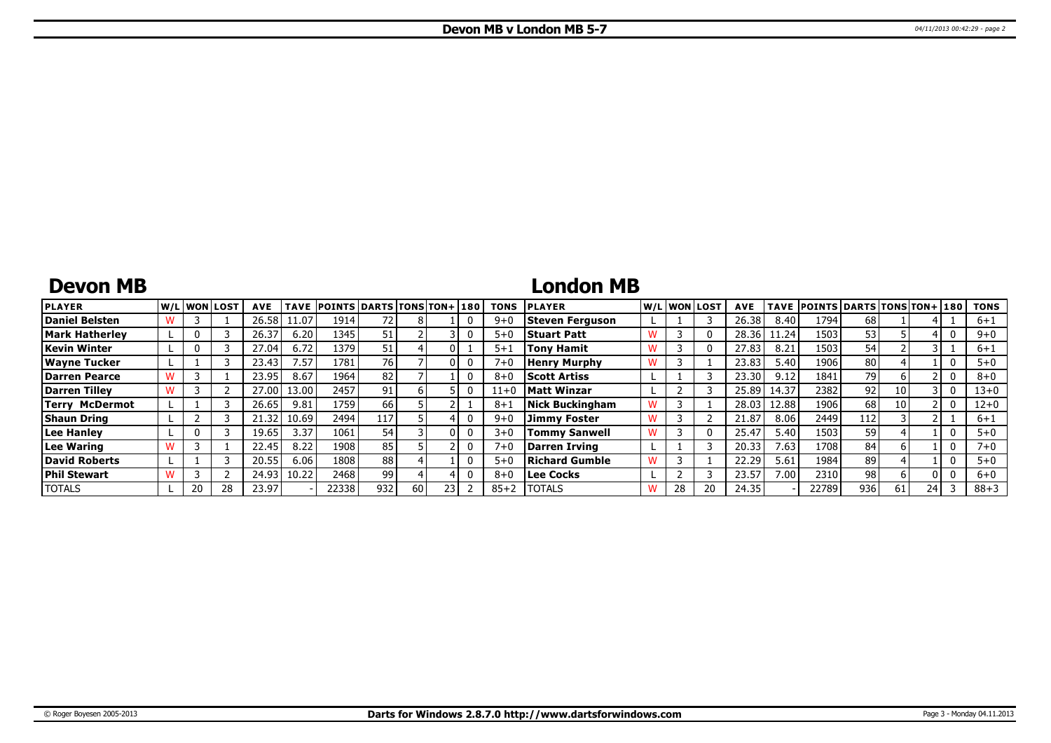# Devon MB v London MB 5-7

## Devon MB

| PLAYER | W/L | WON | LOST | AVE | TAVE | POINTS | DARTS | TONS | TON+ | 180 | TONS |
|---|---|---|---|---|---|---|---|---|---|---|---|
| Daniel Belsten | W | 3 | 1 | 26.58 | 11.07 | 1914 | 72 | 8 | 1 | 0 | 9+0 |
| Mark Hatherley | L | 0 | 3 | 26.37 | 6.20 | 1345 | 51 | 2 | 3 | 0 | 5+0 |
| Kevin Winter | L | 0 | 3 | 27.04 | 6.72 | 1379 | 51 | 4 | 0 | 1 | 5+1 |
| Wayne Tucker | L | 1 | 3 | 23.43 | 7.57 | 1781 | 76 | 7 | 0 | 0 | 7+0 |
| Darren Pearce | W | 3 | 1 | 23.95 | 8.67 | 1964 | 82 | 7 | 1 | 0 | 8+0 |
| Darren Tilley | W | 3 | 2 | 27.00 | 13.00 | 2457 | 91 | 6 | 5 | 0 | 11+0 |
| Terry McDermot | L | 1 | 3 | 26.65 | 9.81 | 1759 | 66 | 5 | 2 | 1 | 8+1 |
| Shaun Dring | L | 2 | 3 | 21.32 | 10.69 | 2494 | 117 | 5 | 4 | 0 | 9+0 |
| Lee Hanley | L | 0 | 3 | 19.65 | 3.37 | 1061 | 54 | 3 | 0 | 0 | 3+0 |
| Lee Waring | W | 3 | 1 | 22.45 | 8.22 | 1908 | 85 | 5 | 2 | 0 | 7+0 |
| David Roberts | L | 1 | 3 | 20.55 | 6.06 | 1808 | 88 | 4 | 1 | 0 | 5+0 |
| Phil Stewart | W | 3 | 2 | 24.93 | 10.22 | 2468 | 99 | 4 | 4 | 0 | 8+0 |
| TOTALS | L | 20 | 28 | 23.97 | - | 22338 | 932 | 60 | 23 | 2 | 85+2 |

## London MB

| PLAYER | W/L | WON | LOST | AVE | TAVE | POINTS | DARTS | TONS | TON+ | 180 | TONS |
|---|---|---|---|---|---|---|---|---|---|---|---|
| Steven Ferguson | L | 1 | 3 | 26.38 | 8.40 | 1794 | 68 | 1 | 4 | 1 | 6+1 |
| Stuart Patt | W | 3 | 0 | 28.36 | 11.24 | 1503 | 53 | 5 | 4 | 0 | 9+0 |
| Tony Hamit | W | 3 | 0 | 27.83 | 8.21 | 1503 | 54 | 2 | 3 | 1 | 6+1 |
| Henry Murphy | W | 3 | 1 | 23.83 | 5.40 | 1906 | 80 | 4 | 1 | 0 | 5+0 |
| Scott Artiss | L | 1 | 3 | 23.30 | 9.12 | 1841 | 79 | 6 | 2 | 0 | 8+0 |
| Matt Winzar | L | 2 | 3 | 25.89 | 14.37 | 2382 | 92 | 10 | 3 | 0 | 13+0 |
| Nick Buckingham | W | 3 | 1 | 28.03 | 12.88 | 1906 | 68 | 10 | 2 | 0 | 12+0 |
| Jimmy Foster | W | 3 | 2 | 21.87 | 8.06 | 2449 | 112 | 3 | 2 | 1 | 6+1 |
| Tommy Sanwell | W | 3 | 0 | 25.47 | 5.40 | 1503 | 59 | 4 | 1 | 0 | 5+0 |
| Darren Irving | L | 1 | 3 | 20.33 | 7.63 | 1708 | 84 | 6 | 1 | 0 | 7+0 |
| Richard Gumble | W | 3 | 1 | 22.29 | 5.61 | 1984 | 89 | 4 | 1 | 0 | 5+0 |
| Lee Cocks | L | 2 | 3 | 23.57 | 7.00 | 2310 | 98 | 6 | 0 | 0 | 6+0 |
| TOTALS | W | 28 | 20 | 24.35 | - | 22789 | 936 | 61 | 24 | 3 | 88+3 |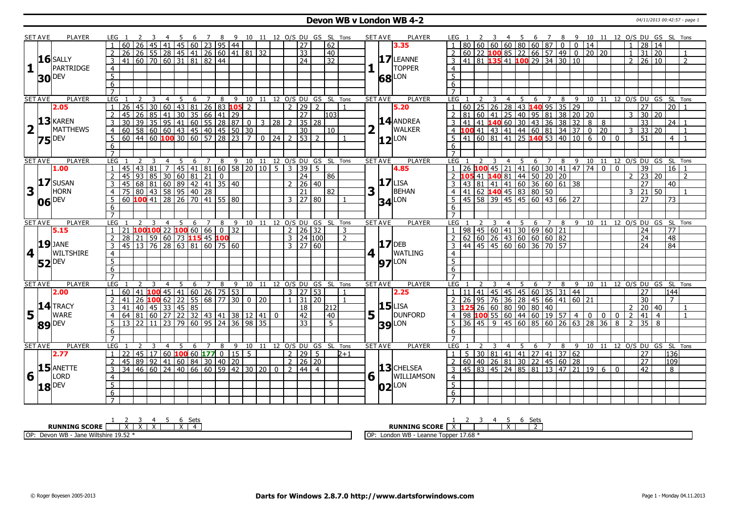# Devon WB v London WB 4-2

04/11/2013 00:42:57 - page 1

| SET AVE | PLAYER | LEG | 1 | 2 | 3 | 4 | 5 | 6 | 7 | 8 | 9 | 10 | 11 | 12 | O/S | DU | GS | SL | Tons | SET AVE | PLAYER | LEG | 1 | 2 | 3 | 4 | 5 | 6 | 7 | 8 | 9 | 10 | 11 | 12 | O/S | DU | GS | SL | Tons |
|---|---|---|---|---|---|---|---|---|---|---|---|---|---|---|---|---|---|---|---|---|---|---|---|---|---|---|---|---|---|---|---|---|---|---|---|---|---|---|---|
| 1 | 16.30 SALLY PARTRIDGE DEV | 1 | 60 | 26 | 45 | 41 | 45 | 60 | 23 | 95 | 44 | | | | | 27 | | 62 | | 1 | 17.68 LEANNE TOPPER LON (3.35) | 1 | 80 | 60 | 60 | 60 | 80 | 60 | 87 | 0 | 0 | 14 | | | 1 | 28 | 14 | | |
| | | 2 | 26 | 26 | 55 | 28 | 45 | 41 | 26 | 60 | 41 | 81 | 32 | | | 33 | | 40 | | | | 2 | 60 | 22 | 100 | 85 | 22 | 66 | 57 | 49 | 0 | 20 | 20 | | 1 | 31 | 20 | | 1 |
| | | 3 | 41 | 60 | 70 | 60 | 31 | 81 | 82 | 44 | | | | | | 24 | | 32 | | | | 3 | 41 | 81 | 135 | 41 | 100 | 29 | 34 | 30 | 10 | | | | 2 | 26 | 10 | | 2 |
| 2 | 13.75 KAREN MATTHEWS DEV (2.05) | 1 | 26 | 45 | 30 | 60 | 43 | 81 | 26 | 83 | 105 | 2 | | | 2 | 29 | 2 | | 1 | 2 | 14.12 ANDREA WALKER LON (5.20) | 1 | 60 | 25 | 26 | 28 | 43 | 140 | 95 | 35 | 29 | | | | | 27 | | 20 | 1 |
| | | 2 | 45 | 26 | 85 | 41 | 30 | 35 | 66 | 41 | 29 | | | | | 27 | | 103 | | | | 2 | 81 | 60 | 41 | 25 | 40 | 95 | 81 | 38 | 20 | 20 | | | 3 | 30 | 20 | | |
| | | 3 | 30 | 39 | 35 | 95 | 41 | 60 | 55 | 28 | 87 | 0 | 3 | 28 | 2 | 35 | 28 | | | | | 3 | 41 | 41 | 140 | 60 | 30 | 43 | 36 | 38 | 32 | 8 | 8 | | | 33 | | 24 | 1 |
| | | 4 | 60 | 58 | 60 | 60 | 43 | 45 | 40 | 45 | 50 | 30 | | | | 30 | | 10 | | | | 4 | 100 | 41 | 43 | 41 | 44 | 60 | 81 | 34 | 37 | 0 | 20 | | 3 | 33 | 20 | | 1 |
| | | 5 | 60 | 44 | 60 | 100 | 30 | 60 | 57 | 28 | 23 | 7 | 0 | 24 | 2 | 53 | 2 | | 1 | | | 5 | 41 | 60 | 81 | 41 | 25 | 140 | 53 | 40 | 10 | 6 | 0 | 0 | | 51 | | 4 | 1 |
| 3 | 17.06 SUSAN HORN DEV (1.00) | 1 | 45 | 43 | 81 | 7 | 45 | 41 | 81 | 60 | 58 | 20 | 10 | 5 | 3 | 39 | 5 | | | 3 | 17.34 LISA BEHAN LON (4.85) | 1 | 26 | 100 | 45 | 21 | 41 | 60 | 30 | 41 | 47 | 74 | 0 | 0 | | 39 | | 16 | 1 |
| | | 2 | 45 | 93 | 85 | 30 | 60 | 81 | 21 | 0 | | | | | | 24 | | 86 | | | | 2 | 105 | 41 | 140 | 81 | 44 | 50 | 20 | 20 | | | | | 2 | 23 | 20 | | 2 |
| | | 3 | 45 | 68 | 81 | 60 | 89 | 42 | 41 | 35 | 40 | | | | 2 | 26 | 40 | | | | | 3 | 43 | 81 | 41 | 41 | 60 | 36 | 60 | 61 | 38 | | | | | 27 | | 40 | |
| | | 4 | 75 | 80 | 43 | 58 | 95 | 40 | 28 | | | | | | | 21 | | 82 | | | | 4 | 41 | 62 | 140 | 45 | 83 | 80 | 50 | | | | | | 3 | 21 | 50 | | 1 |
| | | 5 | 60 | 100 | 41 | 28 | 26 | 70 | 41 | 55 | 80 | | | | 3 | 27 | 80 | | 1 | | | 5 | 45 | 58 | 39 | 45 | 45 | 60 | 43 | 66 | 27 | | | | | 27 | | 73 | |
| 4 | 19.52 JANE WILTSHIRE DEV (5.15) | 1 | 21 | 100 | 100 | 22 | 100 | 60 | 66 | 0 | 32 | | | | 2 | 26 | 32 | | 3 | 4 | 17.97 DEB WATLING LON | 1 | 98 | 45 | 60 | 41 | 30 | 69 | 60 | 21 | | | | | | 24 | | 77 | |
| | | 2 | 28 | 21 | 59 | 60 | 73 | 115 | 45 | 100 | | | | | 3 | 24 | 100 | | 2 | | | 2 | 62 | 60 | 26 | 43 | 60 | 60 | 60 | 82 | | | | | | 24 | | 48 | |
| | | 3 | 45 | 13 | 76 | 28 | 63 | 81 | 60 | 75 | 60 | | | | 3 | 27 | 60 | | | | | 3 | 44 | 45 | 45 | 60 | 60 | 36 | 70 | 57 | | | | | | 24 | | 84 | |
| 5 | 14.89 TRACY WARE DEV (2.00) | 1 | 60 | 41 | 100 | 45 | 41 | 60 | 26 | 75 | 53 | | | | 3 | 27 | 53 | | 1 | 5 | 15.39 LISA DUNFORD LON (2.25) | 1 | 11 | 41 | 45 | 45 | 45 | 60 | 35 | 31 | 44 | | | | | 27 | | 144 | |
| | | 2 | 41 | 26 | 100 | 62 | 22 | 55 | 68 | 77 | 30 | 0 | 20 | | 1 | 31 | 20 | | 1 | | | 2 | 26 | 95 | 76 | 36 | 28 | 45 | 66 | 41 | 60 | 21 | | | | 30 | | 7 | |
| | | 3 | 41 | 40 | 45 | 33 | 45 | 85 | | | | | | | | 18 | | 212 | | | | 3 | 125 | 26 | 60 | 80 | 90 | 80 | 40 | | | | | | 2 | 20 | 40 | | 1 |
| | | 4 | 64 | 81 | 60 | 27 | 22 | 32 | 43 | 41 | 38 | 12 | 41 | 0 | | 42 | | 40 | | | | 4 | 98 | 100 | 55 | 60 | 44 | 60 | 19 | 57 | 4 | 0 | 0 | 0 | 2 | 41 | 4 | | 1 |
| | | 5 | 13 | 22 | 11 | 23 | 79 | 60 | 95 | 24 | 36 | 98 | 35 | | | 33 | | 5 | | | | 5 | 36 | 45 | 9 | 45 | 60 | 85 | 60 | 26 | 63 | 28 | 36 | 8 | 2 | 35 | 8 | | |
| 6 | 15.18 ANETTE LORD DEV (2.77) | 1 | 22 | 45 | 17 | 60 | 100 | 60 | 177 | 0 | 15 | 5 | | | 2 | 29 | 5 | | 2+1 | 6 | 13.02 CHELSEA WILLIAMSON LON | 1 | 5 | 30 | 81 | 41 | 41 | 27 | 41 | 37 | 62 | | | | | 27 | | 136 | |
| | | 2 | 45 | 89 | 92 | 41 | 60 | 84 | 30 | 40 | 20 | | | | 2 | 26 | 20 | | | | | 2 | 60 | 40 | 26 | 81 | 30 | 22 | 45 | 60 | 28 | | | | | 27 | | 109 | |
| | | 3 | 34 | 46 | 60 | 24 | 40 | 66 | 60 | 59 | 42 | 30 | 20 | 0 | 2 | 44 | 4 | | | | | 3 | 45 | 83 | 45 | 24 | 85 | 81 | 13 | 47 | 21 | 19 | 6 | 0 | | 42 | | 8 | |

| RUNNING SCORE | 1 | 2 | 3 | 4 | 5 | 6 | Sets |
|---|---|---|---|---|---|---|---|
| Devon WB | | X | X | X | | X | 4 |
| London WB | X | | | | X | | 2 |

OP: Devon WB - Jane Wiltshire 19.52 *

OP: London WB - Leanne Topper 17.68 *

© Roger Boyesen 2005-2013 — Darts for Windows 2.8.7.0 http://www.dartsforwindows.com — Page 1 - Monday 04.11.2013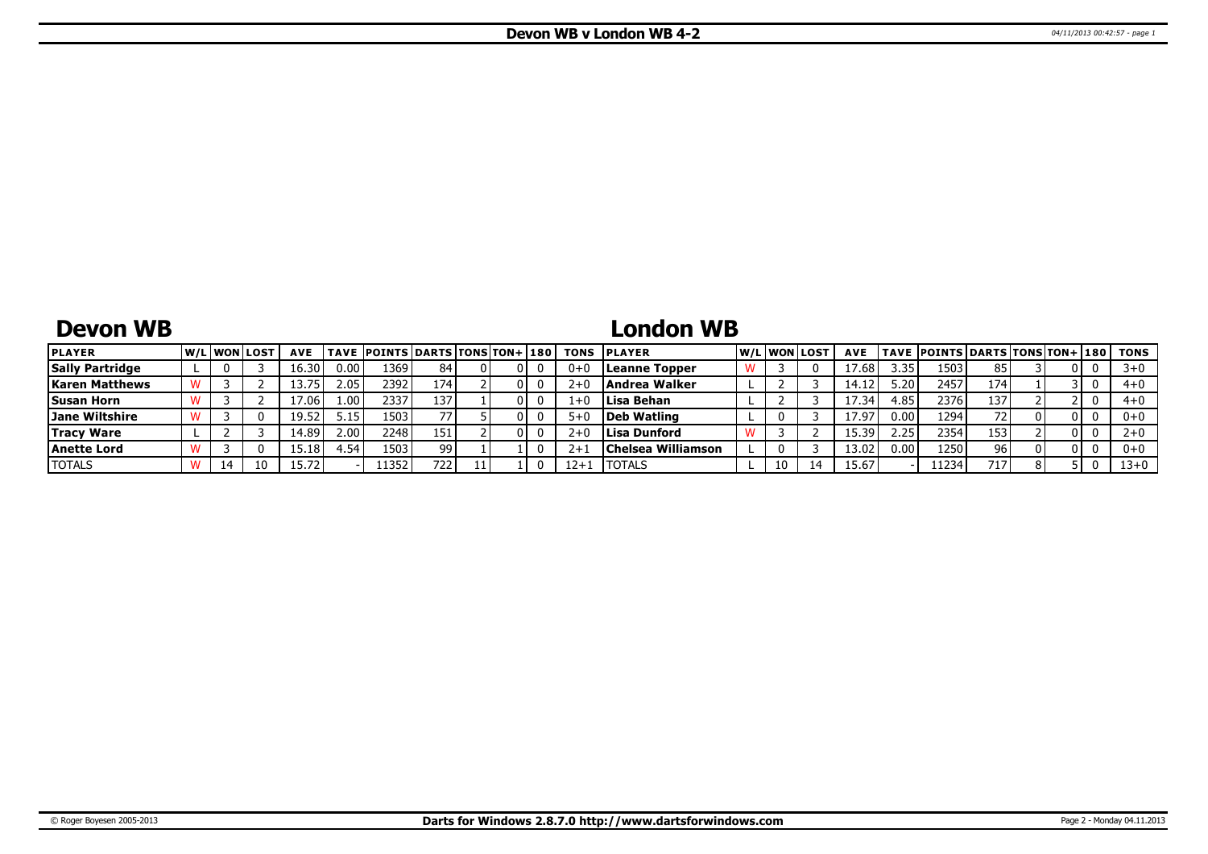# Devon WB v London WB 4-2

## Devon WB

| PLAYER | W/L | WON | LOST | AVE | TAVE | POINTS | DARTS | TONS | TON+ | 180 | TONS |
|---|---|---|---|---|---|---|---|---|---|---|---|
| Sally Partridge | L | 0 | 3 | 16.30 | 0.00 | 1369 | 84 | 0 | 0 | 0 | 0+0 |
| Karen Matthews | W | 3 | 2 | 13.75 | 2.05 | 2392 | 174 | 2 | 0 | 0 | 2+0 |
| Susan Horn | W | 3 | 2 | 17.06 | 1.00 | 2337 | 137 | 1 | 0 | 0 | 1+0 |
| Jane Wiltshire | W | 3 | 0 | 19.52 | 5.15 | 1503 | 77 | 5 | 0 | 0 | 5+0 |
| Tracy Ware | L | 2 | 3 | 14.89 | 2.00 | 2248 | 151 | 2 | 0 | 0 | 2+0 |
| Anette Lord | W | 3 | 0 | 15.18 | 4.54 | 1503 | 99 | 1 | 1 | 0 | 2+1 |
| TOTALS | W | 14 | 10 | 15.72 | - | 11352 | 722 | 11 | 1 | 0 | 12+1 |

## London WB

| PLAYER | W/L | WON | LOST | AVE | TAVE | POINTS | DARTS | TONS | TON+ | 180 | TONS |
|---|---|---|---|---|---|---|---|---|---|---|---|
| Leanne Topper | W | 3 | 0 | 17.68 | 3.35 | 1503 | 85 | 3 | 0 | 0 | 3+0 |
| Andrea Walker | L | 2 | 3 | 14.12 | 5.20 | 2457 | 174 | 1 | 3 | 0 | 4+0 |
| Lisa Behan | L | 2 | 3 | 17.34 | 4.85 | 2376 | 137 | 2 | 2 | 0 | 4+0 |
| Deb Watling | L | 0 | 3 | 17.97 | 0.00 | 1294 | 72 | 0 | 0 | 0 | 0+0 |
| Lisa Dunford | W | 3 | 2 | 15.39 | 2.25 | 2354 | 153 | 2 | 0 | 0 | 2+0 |
| Chelsea Williamson | L | 0 | 3 | 13.02 | 0.00 | 1250 | 96 | 0 | 0 | 0 | 0+0 |
| TOTALS | L | 10 | 14 | 15.67 | - | 11234 | 717 | 8 | 5 | 0 | 13+0 |